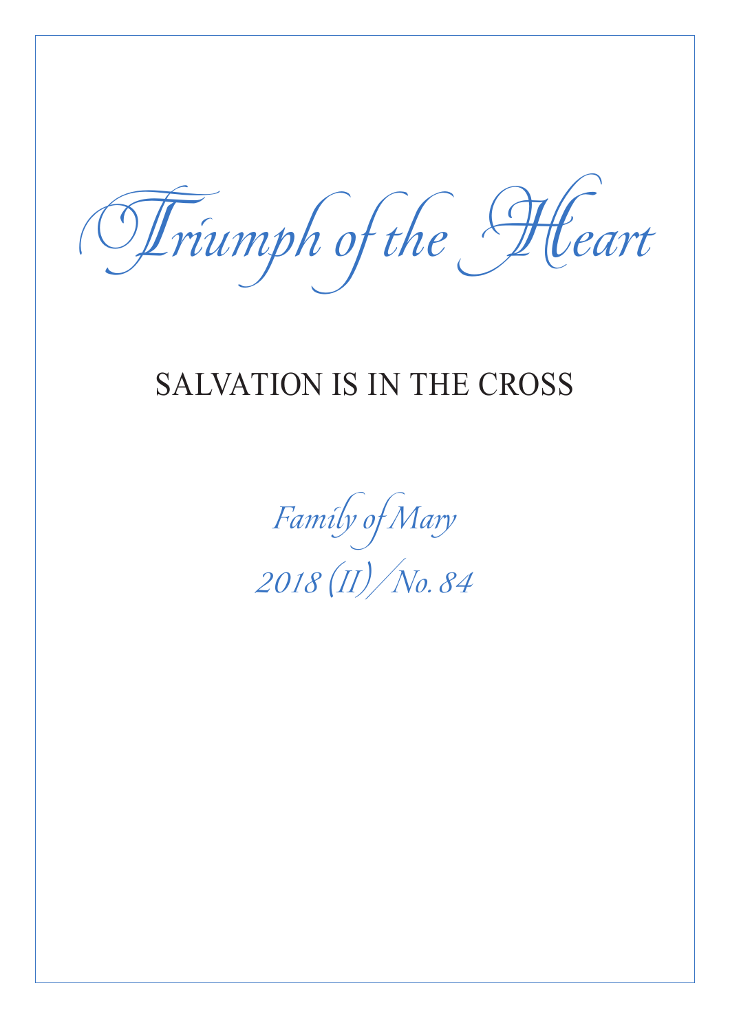# Triumph of the Heart

## SALVATION IS IN THE CROSS

*Family of Mary*

*2018 (II) / No. 84*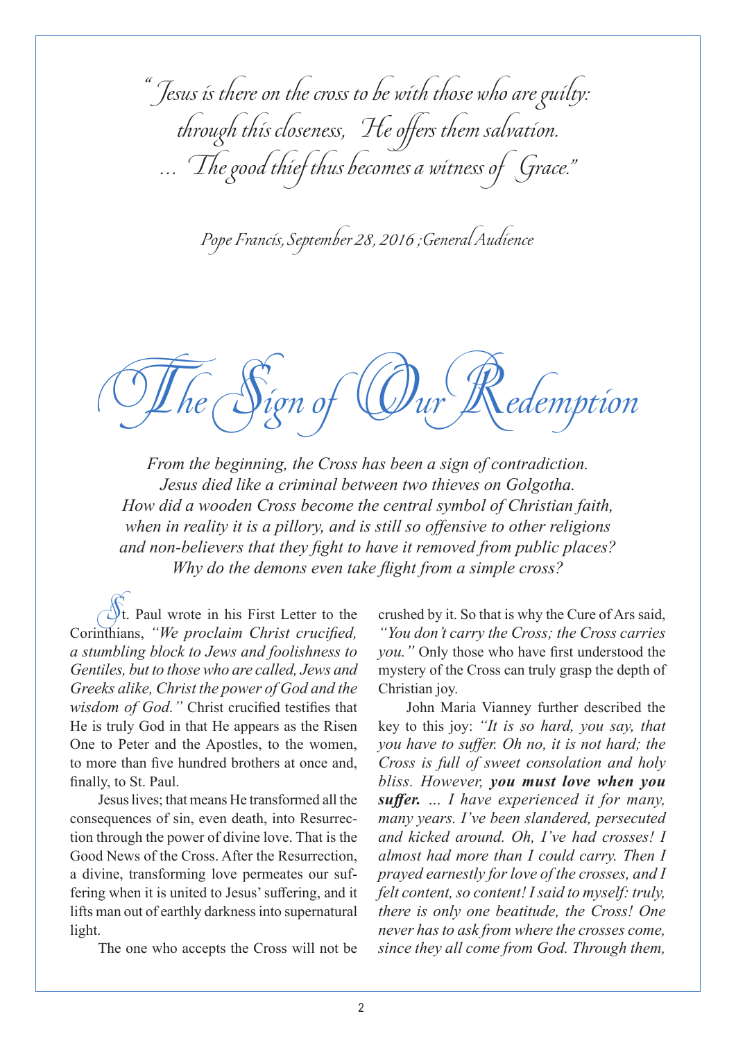*"Jesus is there on the cross to be with those who are guilty: through this closeness, He offers them salvation. ... The good thief thus becomes a witness of Grace."*

*Pope Francis, September 28, 2016 ; General Audience*

# The Sign of Our Redemption

*From the beginning, the Cross has been a sign of contradiction. Jesus died like a criminal between two thieves on Golgotha. How did a wooden Cross become the central symbol of Christian faith, when in reality it is a pillory, and is still so offensive to other religions and non-believers that they fight to have it removed from public places? Why do the demons even take flight from a simple cross?*

St. Paul wrote in his First Letter to the Corinthians, *"We proclaim Christ crucified, a stumbling block to Jews and foolishness to Gentiles, but to those who are called, Jews and Greeks alike, Christ the power of God and the wisdom of God."* Christ crucified testifies that He is truly God in that He appears as the Risen One to Peter and the Apostles, to the women, to more than five hundred brothers at once and, finally, to St. Paul.

Jesus lives; that means He transformed all the consequences of sin, even death, into Resurrection through the power of divine love. That is the Good News of the Cross. After the Resurrection, a divine, transforming love permeates our suffering when it is united to Jesus' suffering, and it lifts man out of earthly darkness into supernatural light.

The one who accepts the Cross will not be crushed by it. So that is why the Cure of Ars said, *"You don't carry the Cross; the Cross carries you."* Only those who have first understood the mystery of the Cross can truly grasp the depth of Christian joy.

John Maria Vianney further described the key to this joy: *"It is so hard, you say, that you have to suffer. Oh no, it is not hard; the Cross is full of sweet consolation and holy bliss. However,* ***you must love when you suffer.*** *... I have experienced it for many, many years. I've been slandered, persecuted and kicked around. Oh, I've had crosses! I almost had more than I could carry. Then I prayed earnestly for love of the crosses, and I felt content, so content! I said to myself: truly, there is only one beatitude, the Cross! One never has to ask from where the crosses come, since they all come from God. Through them,*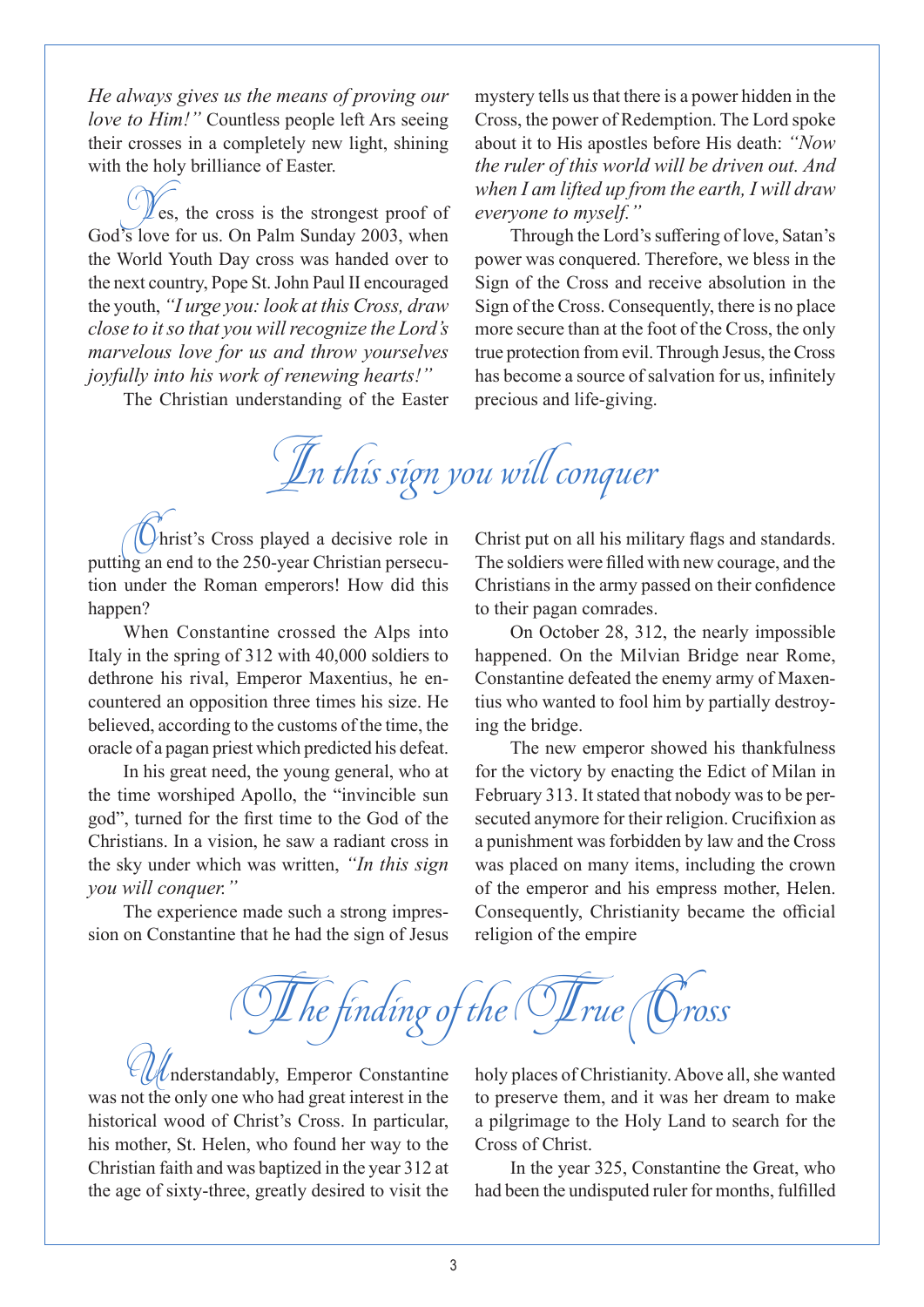*He always gives us the means of proving our love to Him!"* Countless people left Ars seeing their crosses in a completely new light, shining with the holy brilliance of Easter.

Yes, the cross is the strongest proof of God's love for us. On Palm Sunday 2003, when the World Youth Day cross was handed over to the next country, Pope St. John Paul II encouraged the youth, *"I urge you: look at this Cross, draw close to it so that you will recognize the Lord's marvelous love for us and throw yourselves joyfully into his work of renewing hearts!"*

The Christian understanding of the Easter mystery tells us that there is a power hidden in the Cross, the power of Redemption. The Lord spoke about it to His apostles before His death: *"Now the ruler of this world will be driven out. And when I am lifted up from the earth, I will draw everyone to myself."*

Through the Lord's suffering of love, Satan's power was conquered. Therefore, we bless in the Sign of the Cross and receive absolution in the Sign of the Cross. Consequently, there is no place more secure than at the foot of the Cross, the only true protection from evil. Through Jesus, the Cross has become a source of salvation for us, infinitely precious and life-giving.

## In this sign you will conquer

Christ's Cross played a decisive role in putting an end to the 250-year Christian persecution under the Roman emperors! How did this happen?

When Constantine crossed the Alps into Italy in the spring of 312 with 40,000 soldiers to dethrone his rival, Emperor Maxentius, he encountered an opposition three times his size. He believed, according to the customs of the time, the oracle of a pagan priest which predicted his defeat.

In his great need, the young general, who at the time worshiped Apollo, the "invincible sun god", turned for the first time to the God of the Christians. In a vision, he saw a radiant cross in the sky under which was written, *"In this sign you will conquer."*

The experience made such a strong impression on Constantine that he had the sign of Jesus Christ put on all his military flags and standards. The soldiers were filled with new courage, and the Christians in the army passed on their confidence to their pagan comrades.

On October 28, 312, the nearly impossible happened. On the Milvian Bridge near Rome, Constantine defeated the enemy army of Maxentius who wanted to fool him by partially destroying the bridge.

The new emperor showed his thankfulness for the victory by enacting the Edict of Milan in February 313. It stated that nobody was to be persecuted anymore for their religion. Crucifixion as a punishment was forbidden by law and the Cross was placed on many items, including the crown of the emperor and his empress mother, Helen. Consequently, Christianity became the official religion of the empire

## The finding of the True Cross

Understandably, Emperor Constantine was not the only one who had great interest in the historical wood of Christ's Cross. In particular, his mother, St. Helen, who found her way to the Christian faith and was baptized in the year 312 at the age of sixty-three, greatly desired to visit the holy places of Christianity. Above all, she wanted to preserve them, and it was her dream to make a pilgrimage to the Holy Land to search for the Cross of Christ.

In the year 325, Constantine the Great, who had been the undisputed ruler for months, fulfilled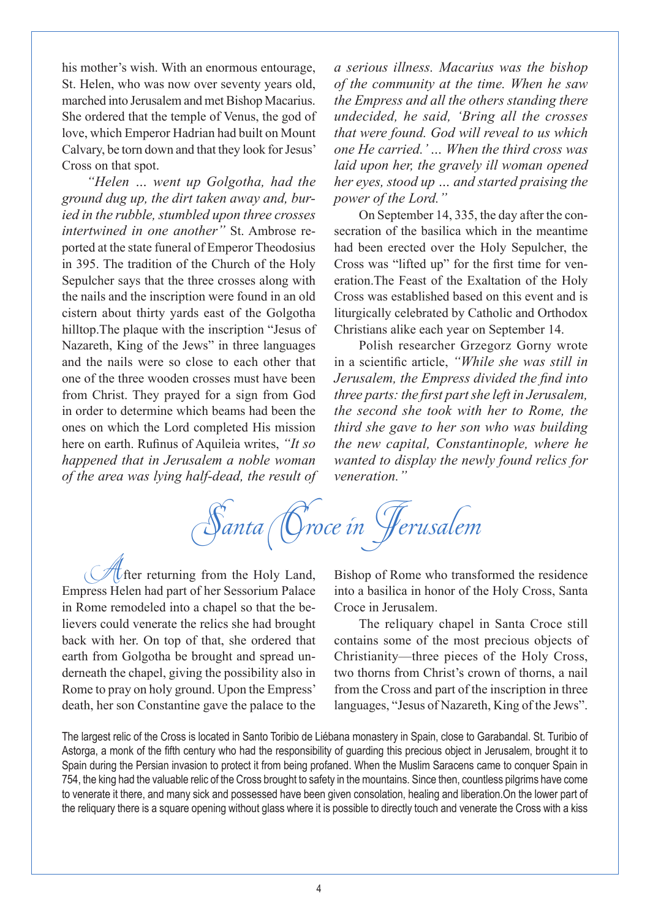his mother's wish. With an enormous entourage, St. Helen, who was now over seventy years old, marched into Jerusalem and met Bishop Macarius. She ordered that the temple of Venus, the god of love, which Emperor Hadrian had built on Mount Calvary, be torn down and that they look for Jesus' Cross on that spot.

*"Helen ... went up Golgotha, had the ground dug up, the dirt taken away and, buried in the rubble, stumbled upon three crosses intertwined in one another"* St. Ambrose reported at the state funeral of Emperor Theodosius in 395. The tradition of the Church of the Holy Sepulcher says that the three crosses along with the nails and the inscription were found in an old cistern about thirty yards east of the Golgotha hilltop.The plaque with the inscription "Jesus of Nazareth, King of the Jews" in three languages and the nails were so close to each other that one of the three wooden crosses must have been from Christ. They prayed for a sign from God in order to determine which beams had been the ones on which the Lord completed His mission here on earth. Rufinus of Aquileia writes, *"It so happened that in Jerusalem a noble woman of the area was lying half-dead, the result of a serious illness. Macarius was the bishop of the community at the time. When he saw the Empress and all the others standing there undecided, he said, 'Bring all the crosses that were found. God will reveal to us which one He carried.' ... When the third cross was laid upon her, the gravely ill woman opened her eyes, stood up ... and started praising the power of the Lord."*

On September 14, 335, the day after the consecration of the basilica which in the meantime had been erected over the Holy Sepulcher, the Cross was "lifted up" for the first time for veneration.The Feast of the Exaltation of the Holy Cross was established based on this event and is liturgically celebrated by Catholic and Orthodox Christians alike each year on September 14.

Polish researcher Grzegorz Gorny wrote in a scientific article, *"While she was still in Jerusalem, the Empress divided the find into three parts: the first part she left in Jerusalem, the second she took with her to Rome, the third she gave to her son who was building the new capital, Constantinople, where he wanted to display the newly found relics for veneration."*

## Santa Croce in Jerusalem

After returning from the Holy Land, Empress Helen had part of her Sessorium Palace in Rome remodeled into a chapel so that the believers could venerate the relics she had brought back with her. On top of that, she ordered that earth from Golgotha be brought and spread underneath the chapel, giving the possibility also in Rome to pray on holy ground. Upon the Empress' death, her son Constantine gave the palace to the Bishop of Rome who transformed the residence into a basilica in honor of the Holy Cross, Santa Croce in Jerusalem.

The reliquary chapel in Santa Croce still contains some of the most precious objects of Christianity—three pieces of the Holy Cross, two thorns from Christ's crown of thorns, a nail from the Cross and part of the inscription in three languages, "Jesus of Nazareth, King of the Jews".

The largest relic of the Cross is located in Santo Toribio de Liébana monastery in Spain, close to Garabandal. St. Turibio of Astorga, a monk of the fifth century who had the responsibility of guarding this precious object in Jerusalem, brought it to Spain during the Persian invasion to protect it from being profaned. When the Muslim Saracens came to conquer Spain in 754, the king had the valuable relic of the Cross brought to safety in the mountains. Since then, countless pilgrims have come to venerate it there, and many sick and possessed have been given consolation, healing and liberation.On the lower part of the reliquary there is a square opening without glass where it is possible to directly touch and venerate the Cross with a kiss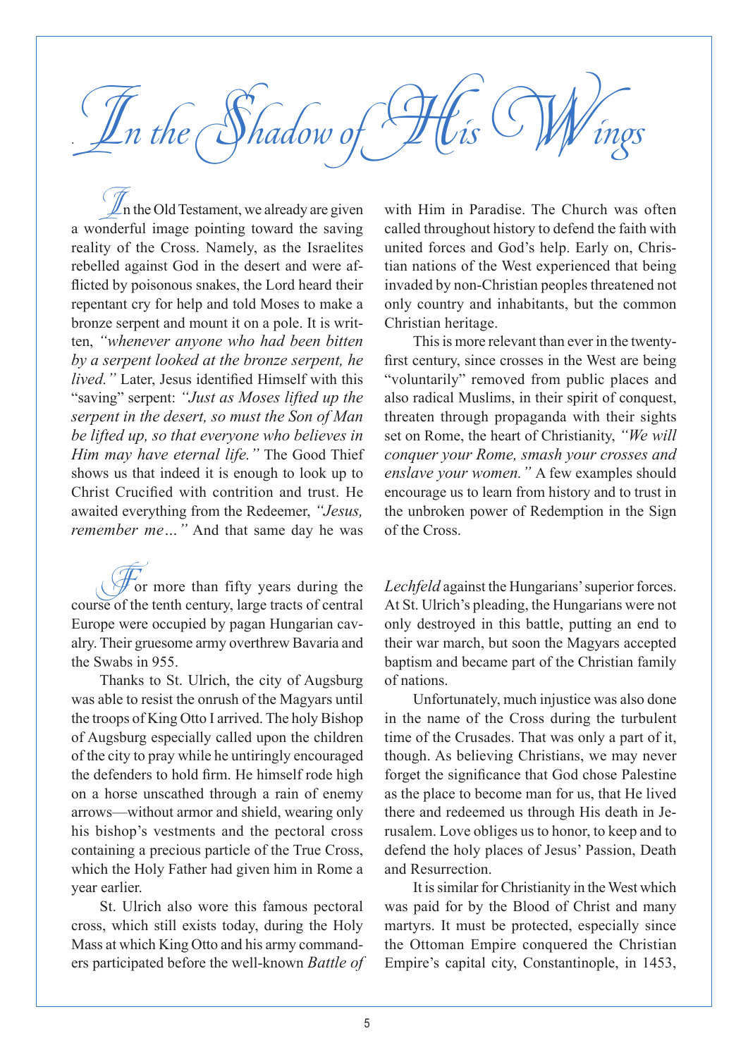# In the Shadow of His Wings

In the Old Testament, we already are given a wonderful image pointing toward the saving reality of the Cross. Namely, as the Israelites rebelled against God in the desert and were afflicted by poisonous snakes, the Lord heard their repentant cry for help and told Moses to make a bronze serpent and mount it on a pole. It is written, *"whenever anyone who had been bitten by a serpent looked at the bronze serpent, he lived."* Later, Jesus identified Himself with this "saving" serpent: *"Just as Moses lifted up the serpent in the desert, so must the Son of Man be lifted up, so that everyone who believes in Him may have eternal life."* The Good Thief shows us that indeed it is enough to look up to Christ Crucified with contrition and trust. He awaited everything from the Redeemer, *"Jesus, remember me…"* And that same day he was with Him in Paradise. The Church was often called throughout history to defend the faith with united forces and God's help. Early on, Christian nations of the West experienced that being invaded by non-Christian peoples threatened not only country and inhabitants, but the common Christian heritage.

This is more relevant than ever in the twenty-first century, since crosses in the West are being "voluntarily" removed from public places and also radical Muslims, in their spirit of conquest, threaten through propaganda with their sights set on Rome, the heart of Christianity, *"We will conquer your Rome, smash your crosses and enslave your women."* A few examples should encourage us to learn from history and to trust in the unbroken power of Redemption in the Sign of the Cross.

For more than fifty years during the course of the tenth century, large tracts of central Europe were occupied by pagan Hungarian cavalry. Their gruesome army overthrew Bavaria and the Swabs in 955.

Thanks to St. Ulrich, the city of Augsburg was able to resist the onrush of the Magyars until the troops of King Otto I arrived. The holy Bishop of Augsburg especially called upon the children of the city to pray while he untiringly encouraged the defenders to hold firm. He himself rode high on a horse unscathed through a rain of enemy arrows—without armor and shield, wearing only his bishop's vestments and the pectoral cross containing a precious particle of the True Cross, which the Holy Father had given him in Rome a year earlier.

St. Ulrich also wore this famous pectoral cross, which still exists today, during the Holy Mass at which King Otto and his army commanders participated before the well-known *Battle of Lechfeld* against the Hungarians' superior forces. At St. Ulrich's pleading, the Hungarians were not only destroyed in this battle, putting an end to their war march, but soon the Magyars accepted baptism and became part of the Christian family of nations.

Unfortunately, much injustice was also done in the name of the Cross during the turbulent time of the Crusades. That was only a part of it, though. As believing Christians, we may never forget the significance that God chose Palestine as the place to become man for us, that He lived there and redeemed us through His death in Jerusalem. Love obliges us to honor, to keep and to defend the holy places of Jesus' Passion, Death and Resurrection.

It is similar for Christianity in the West which was paid for by the Blood of Christ and many martyrs. It must be protected, especially since the Ottoman Empire conquered the Christian Empire's capital city, Constantinople, in 1453,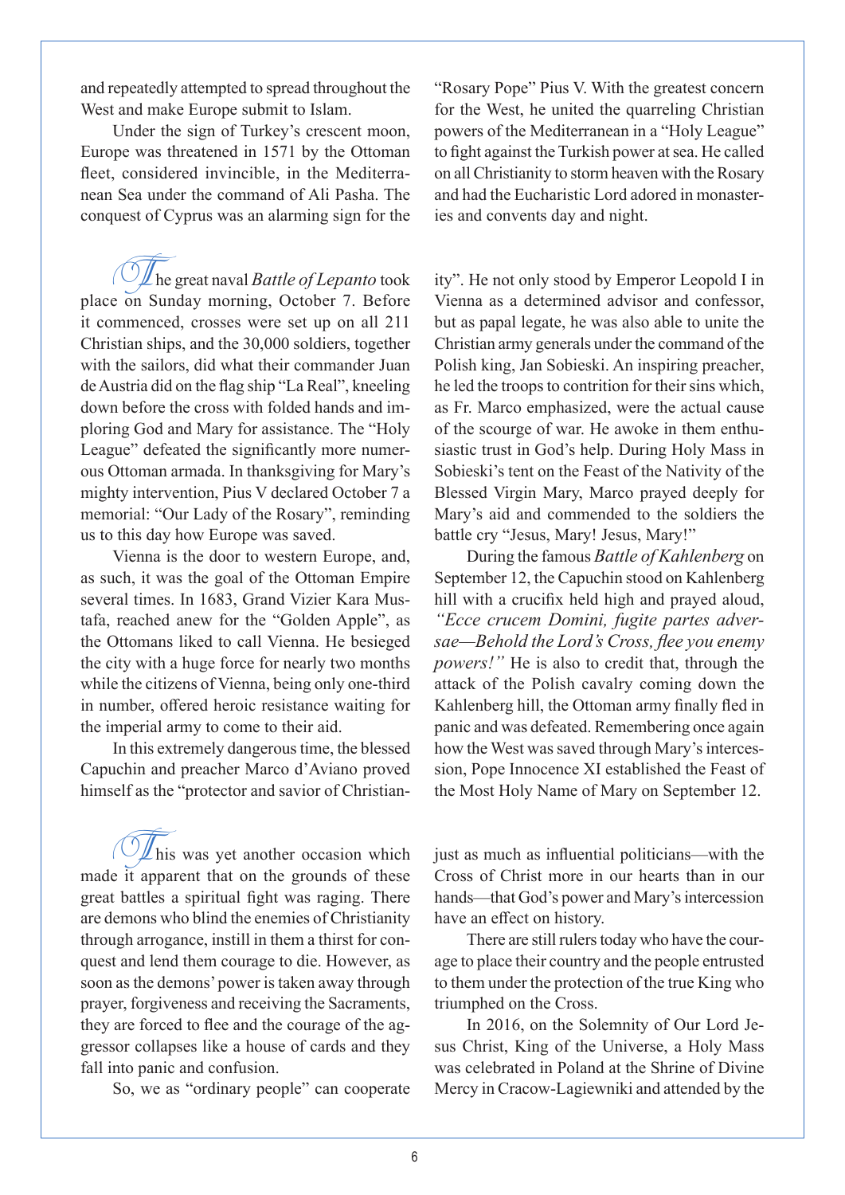and repeatedly attempted to spread throughout the West and make Europe submit to Islam.

Under the sign of Turkey's crescent moon, Europe was threatened in 1571 by the Ottoman fleet, considered invincible, in the Mediterranean Sea under the command of Ali Pasha. The conquest of Cyprus was an alarming sign for the "Rosary Pope" Pius V. With the greatest concern for the West, he united the quarreling Christian powers of the Mediterranean in a "Holy League" to fight against the Turkish power at sea. He called on all Christianity to storm heaven with the Rosary and had the Eucharistic Lord adored in monasteries and convents day and night.

The great naval *Battle of Lepanto* took place on Sunday morning, October 7. Before it commenced, crosses were set up on all 211 Christian ships, and the 30,000 soldiers, together with the sailors, did what their commander Juan de Austria did on the flag ship "La Real", kneeling down before the cross with folded hands and imploring God and Mary for assistance. The "Holy League" defeated the significantly more numerous Ottoman armada. In thanksgiving for Mary's mighty intervention, Pius V declared October 7 a memorial: "Our Lady of the Rosary", reminding us to this day how Europe was saved.

Vienna is the door to western Europe, and, as such, it was the goal of the Ottoman Empire several times. In 1683, Grand Vizier Kara Mustafa, reached anew for the "Golden Apple", as the Ottomans liked to call Vienna. He besieged the city with a huge force for nearly two months while the citizens of Vienna, being only one-third in number, offered heroic resistance waiting for the imperial army to come to their aid.

In this extremely dangerous time, the blessed Capuchin and preacher Marco d'Aviano proved himself as the "protector and savior of Christianity". He not only stood by Emperor Leopold I in Vienna as a determined advisor and confessor, but as papal legate, he was also able to unite the Christian army generals under the command of the Polish king, Jan Sobieski. An inspiring preacher, he led the troops to contrition for their sins which, as Fr. Marco emphasized, were the actual cause of the scourge of war. He awoke in them enthusiastic trust in God's help. During Holy Mass in Sobieski's tent on the Feast of the Nativity of the Blessed Virgin Mary, Marco prayed deeply for Mary's aid and commended to the soldiers the battle cry "Jesus, Mary! Jesus, Mary!"

During the famous *Battle of Kahlenberg* on September 12, the Capuchin stood on Kahlenberg hill with a crucifix held high and prayed aloud, *"Ecce crucem Domini, fugite partes adversae—Behold the Lord's Cross, flee you enemy powers!"* He is also to credit that, through the attack of the Polish cavalry coming down the Kahlenberg hill, the Ottoman army finally fled in panic and was defeated. Remembering once again how the West was saved through Mary's intercession, Pope Innocence XI established the Feast of the Most Holy Name of Mary on September 12.

This was yet another occasion which made it apparent that on the grounds of these great battles a spiritual fight was raging. There are demons who blind the enemies of Christianity through arrogance, instill in them a thirst for conquest and lend them courage to die. However, as soon as the demons' power is taken away through prayer, forgiveness and receiving the Sacraments, they are forced to flee and the courage of the aggressor collapses like a house of cards and they fall into panic and confusion.

So, we as "ordinary people" can cooperate just as much as influential politicians—with the Cross of Christ more in our hearts than in our hands—that God's power and Mary's intercession have an effect on history.

There are still rulers today who have the courage to place their country and the people entrusted to them under the protection of the true King who triumphed on the Cross.

In 2016, on the Solemnity of Our Lord Jesus Christ, King of the Universe, a Holy Mass was celebrated in Poland at the Shrine of Divine Mercy in Cracow-Lagiewniki and attended by the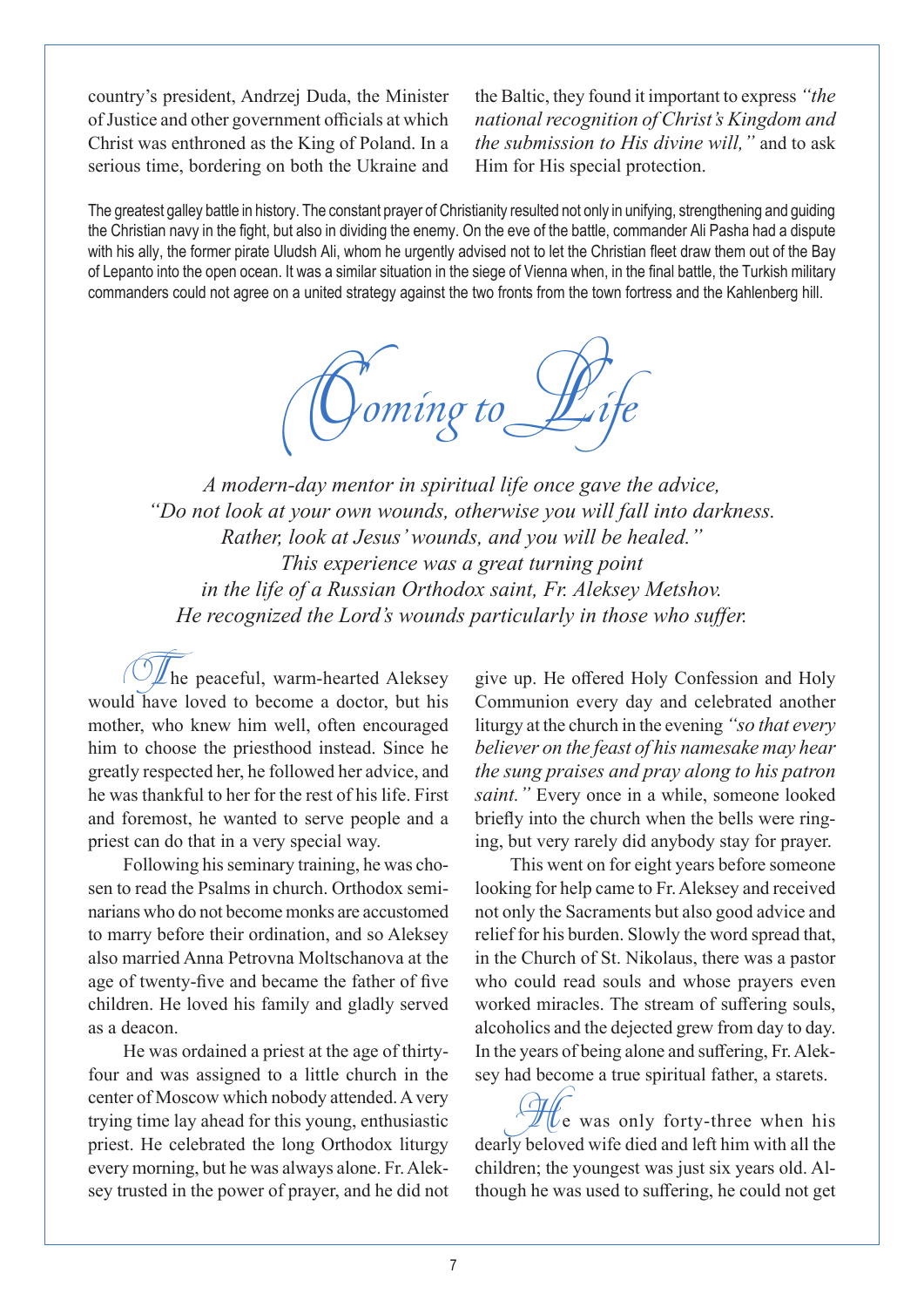country's president, Andrzej Duda, the Minister of Justice and other government officials at which Christ was enthroned as the King of Poland. In a serious time, bordering on both the Ukraine and the Baltic, they found it important to express *"the national recognition of Christ's Kingdom and the submission to His divine will,"* and to ask Him for His special protection.

The greatest galley battle in history. The constant prayer of Christianity resulted not only in unifying, strengthening and guiding the Christian navy in the fight, but also in dividing the enemy. On the eve of the battle, commander Ali Pasha had a dispute with his ally, the former pirate Uludsh Ali, whom he urgently advised not to let the Christian fleet draw them out of the Bay of Lepanto into the open ocean. It was a similar situation in the siege of Vienna when, in the final battle, the Turkish military commanders could not agree on a united strategy against the two fronts from the town fortress and the Kahlenberg hill.

# *Coming to Life*

*A modern-day mentor in spiritual life once gave the advice, "Do not look at your own wounds, otherwise you will fall into darkness. Rather, look at Jesus' wounds, and you will be healed." This experience was a great turning point in the life of a Russian Orthodox saint, Fr. Aleksey Metshov. He recognized the Lord's wounds particularly in those who suffer.*

The peaceful, warm-hearted Aleksey would have loved to become a doctor, but his mother, who knew him well, often encouraged him to choose the priesthood instead. Since he greatly respected her, he followed her advice, and he was thankful to her for the rest of his life. First and foremost, he wanted to serve people and a priest can do that in a very special way.

Following his seminary training, he was chosen to read the Psalms in church. Orthodox seminarians who do not become monks are accustomed to marry before their ordination, and so Aleksey also married Anna Petrovna Moltschanova at the age of twenty-five and became the father of five children. He loved his family and gladly served as a deacon.

He was ordained a priest at the age of thirty-four and was assigned to a little church in the center of Moscow which nobody attended. A very trying time lay ahead for this young, enthusiastic priest. He celebrated the long Orthodox liturgy every morning, but he was always alone. Fr. Aleksey trusted in the power of prayer, and he did not give up. He offered Holy Confession and Holy Communion every day and celebrated another liturgy at the church in the evening *"so that every believer on the feast of his namesake may hear the sung praises and pray along to his patron saint."* Every once in a while, someone looked briefly into the church when the bells were ringing, but very rarely did anybody stay for prayer.

This went on for eight years before someone looking for help came to Fr. Aleksey and received not only the Sacraments but also good advice and relief for his burden. Slowly the word spread that, in the Church of St. Nikolaus, there was a pastor who could read souls and whose prayers even worked miracles. The stream of suffering souls, alcoholics and the dejected grew from day to day. In the years of being alone and suffering, Fr. Aleksey had become a true spiritual father, a starets.

He was only forty-three when his dearly beloved wife died and left him with all the children; the youngest was just six years old. Although he was used to suffering, he could not get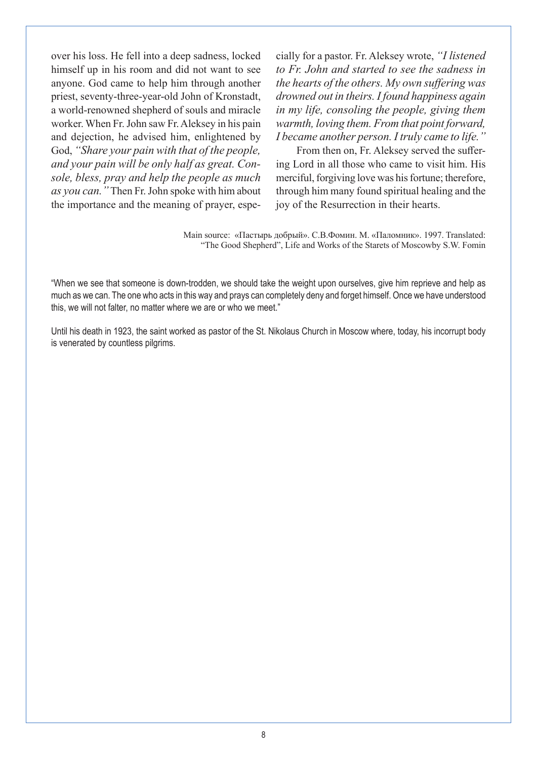over his loss. He fell into a deep sadness, locked himself up in his room and did not want to see anyone. God came to help him through another priest, seventy-three-year-old John of Kronstadt, a world-renowned shepherd of souls and miracle worker. When Fr. John saw Fr. Aleksey in his pain and dejection, he advised him, enlightened by God, *"Share your pain with that of the people, and your pain will be only half as great. Console, bless, pray and help the people as much as you can."* Then Fr. John spoke with him about the importance and the meaning of prayer, especially for a pastor. Fr. Aleksey wrote, *"I listened to Fr. John and started to see the sadness in the hearts of the others. My own suffering was drowned out in theirs. I found happiness again in my life, consoling the people, giving them warmth, loving them. From that point forward, I became another person. I truly came to life."*

From then on, Fr. Aleksey served the suffering Lord in all those who came to visit him. His merciful, forgiving love was his fortune; therefore, through him many found spiritual healing and the joy of the Resurrection in their hearts.

Main source: «Пастырь добрый». С.В.Фомин. М. «Паломник». 1997. Translated: "The Good Shepherd", Life and Works of the Starets of Moscowby S.W. Fomin

"When we see that someone is down-trodden, we should take the weight upon ourselves, give him reprieve and help as much as we can. The one who acts in this way and prays can completely deny and forget himself. Once we have understood this, we will not falter, no matter where we are or who we meet."

Until his death in 1923, the saint worked as pastor of the St. Nikolaus Church in Moscow where, today, his incorrupt body is venerated by countless pilgrims.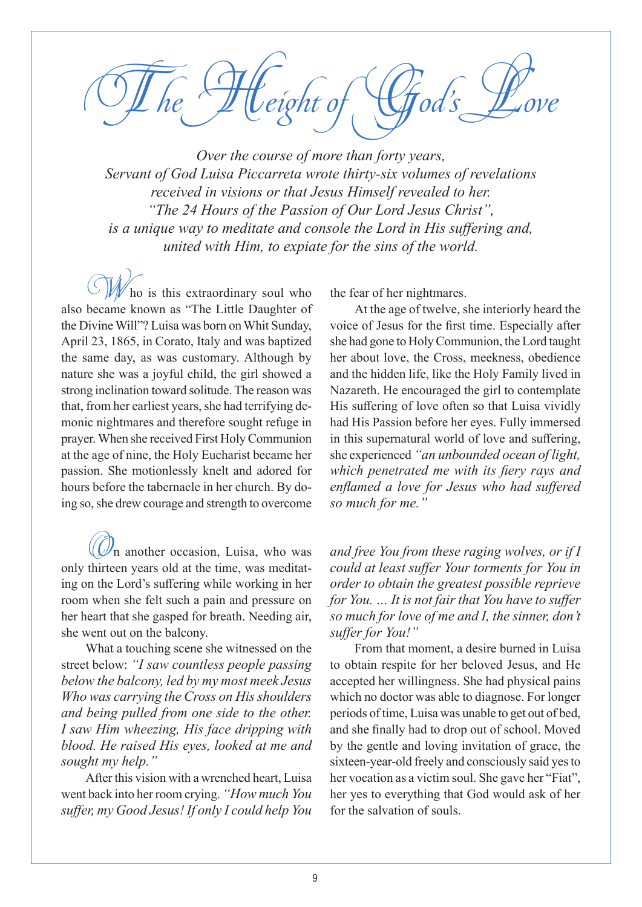# The Height of God's Love

*Over the course of more than forty years,*
*Servant of God Luisa Piccarreta wrote thirty-six volumes of revelations*
*received in visions or that Jesus Himself revealed to her.*
*"The 24 Hours of the Passion of Our Lord Jesus Christ",*
*is a unique way to meditate and console the Lord in His suffering and,*
*united with Him, to expiate for the sins of the world.*

Who is this extraordinary soul who also became known as "The Little Daughter of the Divine Will"? Luisa was born on Whit Sunday, April 23, 1865, in Corato, Italy and was baptized the same day, as was customary. Although by nature she was a joyful child, the girl showed a strong inclination toward solitude. The reason was that, from her earliest years, she had terrifying demonic nightmares and therefore sought refuge in prayer. When she received First Holy Communion at the age of nine, the Holy Eucharist became her passion. She motionlessly knelt and adored for hours before the tabernacle in her church. By doing so, she drew courage and strength to overcome the fear of her nightmares.

At the age of twelve, she interiorly heard the voice of Jesus for the first time. Especially after she had gone to Holy Communion, the Lord taught her about love, the Cross, meekness, obedience and the hidden life, like the Holy Family lived in Nazareth. He encouraged the girl to contemplate His suffering of love often so that Luisa vividly had His Passion before her eyes. Fully immersed in this supernatural world of love and suffering, she experienced *"an unbounded ocean of light, which penetrated me with its fiery rays and enflamed a love for Jesus who had suffered so much for me."*

On another occasion, Luisa, who was only thirteen years old at the time, was meditating on the Lord's suffering while working in her room when she felt such a pain and pressure on her heart that she gasped for breath. Needing air, she went out on the balcony.

What a touching scene she witnessed on the street below: *"I saw countless people passing below the balcony, led by my most meek Jesus Who was carrying the Cross on His shoulders and being pulled from one side to the other. I saw Him wheezing, His face dripping with blood. He raised His eyes, looked at me and sought my help."*

After this vision with a wrenched heart, Luisa went back into her room crying. *"How much You suffer, my Good Jesus! If only I could help You and free You from these raging wolves, or if I could at least suffer Your torments for You in order to obtain the greatest possible reprieve for You. … It is not fair that You have to suffer so much for love of me and I, the sinner, don't suffer for You!"*

From that moment, a desire burned in Luisa to obtain respite for her beloved Jesus, and He accepted her willingness. She had physical pains which no doctor was able to diagnose. For longer periods of time, Luisa was unable to get out of bed, and she finally had to drop out of school. Moved by the gentle and loving invitation of grace, the sixteen-year-old freely and consciously said yes to her vocation as a victim soul. She gave her "Fiat", her yes to everything that God would ask of her for the salvation of souls.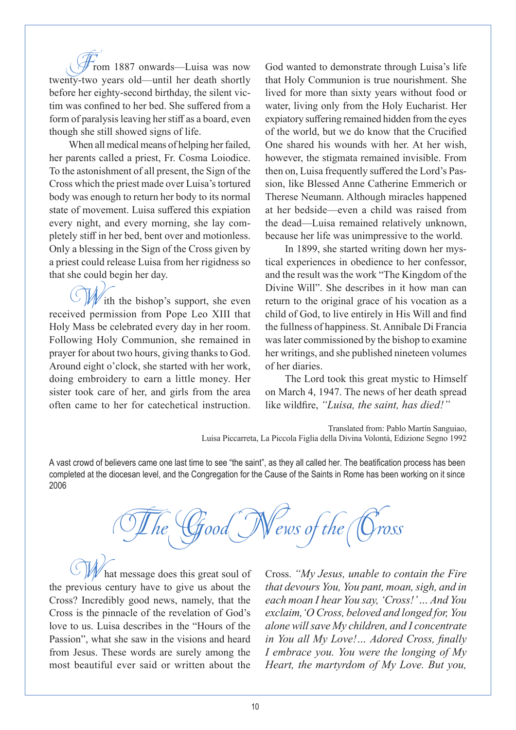From 1887 onwards—Luisa was now twenty-two years old—until her death shortly before her eighty-second birthday, the silent victim was confined to her bed. She suffered from a form of paralysis leaving her stiff as a board, even though she still showed signs of life.

When all medical means of helping her failed, her parents called a priest, Fr. Cosma Loiodice. To the astonishment of all present, the Sign of the Cross which the priest made over Luisa's tortured body was enough to return her body to its normal state of movement. Luisa suffered this expiation every night, and every morning, she lay completely stiff in her bed, bent over and motionless. Only a blessing in the Sign of the Cross given by a priest could release Luisa from her rigidness so that she could begin her day.

With the bishop's support, she even received permission from Pope Leo XIII that Holy Mass be celebrated every day in her room. Following Holy Communion, she remained in prayer for about two hours, giving thanks to God. Around eight o'clock, she started with her work, doing embroidery to earn a little money. Her sister took care of her, and girls from the area often came to her for catechetical instruction. God wanted to demonstrate through Luisa's life that Holy Communion is true nourishment. She lived for more than sixty years without food or water, living only from the Holy Eucharist. Her expiatory suffering remained hidden from the eyes of the world, but we do know that the Crucified One shared his wounds with her. At her wish, however, the stigmata remained invisible. From then on, Luisa frequently suffered the Lord's Passion, like Blessed Anne Catherine Emmerich or Therese Neumann. Although miracles happened at her bedside—even a child was raised from the dead—Luisa remained relatively unknown, because her life was unimpressive to the world.

In 1899, she started writing down her mystical experiences in obedience to her confessor, and the result was the work "The Kingdom of the Divine Will". She describes in it how man can return to the original grace of his vocation as a child of God, to live entirely in His Will and find the fullness of happiness. St. Annibale Di Francia was later commissioned by the bishop to examine her writings, and she published nineteen volumes of her diaries.

The Lord took this great mystic to Himself on March 4, 1947. The news of her death spread like wildfire, *"Luisa, the saint, has died!"*

Translated from: Pablo Martín Sanguiao,
Luisa Piccarreta, La Piccola Figlia della Divina Volontà, Edizione Segno 1992

A vast crowd of believers came one last time to see "the saint", as they all called her. The beatification process has been completed at the diocesan level, and the Congregation for the Cause of the Saints in Rome has been working on it since 2006

## The Good News of the Cross

What message does this great soul of the previous century have to give us about the Cross? Incredibly good news, namely, that the Cross is the pinnacle of the revelation of God's love to us. Luisa describes in the "Hours of the Passion", what she saw in the visions and heard from Jesus. These words are surely among the most beautiful ever said or written about the Cross. *"My Jesus, unable to contain the Fire that devours You, You pant, moan, sigh, and in each moan I hear You say, 'Cross!' … And You exclaim, 'O Cross, beloved and longed for, You alone will save My children, and I concentrate in You all My Love!… Adored Cross, finally I embrace you. You were the longing of My Heart, the martyrdom of My Love. But you,*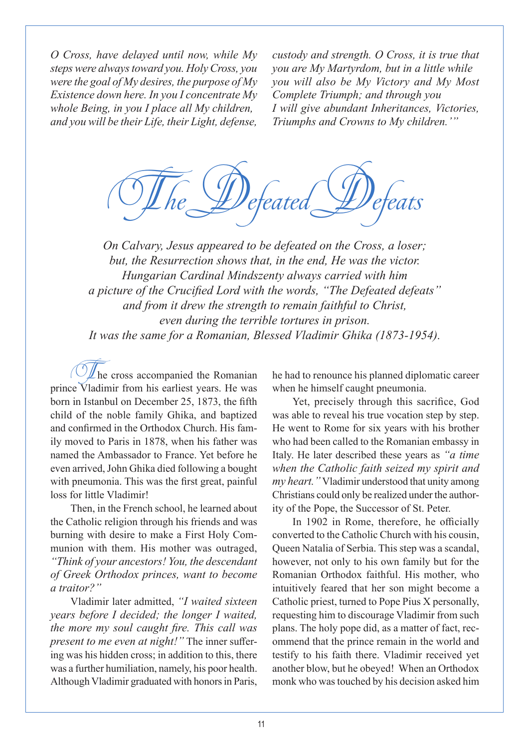*O Cross, have delayed until now, while My steps were always toward you. Holy Cross, you were the goal of My desires, the purpose of My Existence down here. In you I concentrate My whole Being, in you I place all My children, and you will be their Life, their Light, defense, custody and strength. O Cross, it is true that you are My Martyrdom, but in a little while you will also be My Victory and My Most Complete Triumph; and through you I will give abundant Inheritances, Victories, Triumphs and Crowns to My children.'"*

# The Defeated Defeats

*On Calvary, Jesus appeared to be defeated on the Cross, a loser; but, the Resurrection shows that, in the end, He was the victor. Hungarian Cardinal Mindszenty always carried with him a picture of the Crucified Lord with the words, "The Defeated defeats" and from it drew the strength to remain faithful to Christ, even during the terrible tortures in prison. It was the same for a Romanian, Blessed Vladimir Ghika (1873-1954).*

The cross accompanied the Romanian prince Vladimir from his earliest years. He was born in Istanbul on December 25, 1873, the fifth child of the noble family Ghika, and baptized and confirmed in the Orthodox Church. His family moved to Paris in 1878, when his father was named the Ambassador to France. Yet before he even arrived, John Ghika died following a bought with pneumonia. This was the first great, painful loss for little Vladimir!

Then, in the French school, he learned about the Catholic religion through his friends and was burning with desire to make a First Holy Communion with them. His mother was outraged, *"Think of your ancestors! You, the descendant of Greek Orthodox princes, want to become a traitor?"*

Vladimir later admitted, *"I waited sixteen years before I decided; the longer I waited, the more my soul caught fire. This call was present to me even at night!"* The inner suffering was his hidden cross; in addition to this, there was a further humiliation, namely, his poor health. Although Vladimir graduated with honors in Paris, he had to renounce his planned diplomatic career when he himself caught pneumonia.

Yet, precisely through this sacrifice, God was able to reveal his true vocation step by step. He went to Rome for six years with his brother who had been called to the Romanian embassy in Italy. He later described these years as *"a time when the Catholic faith seized my spirit and my heart."* Vladimir understood that unity among Christians could only be realized under the authority of the Pope, the Successor of St. Peter.

In 1902 in Rome, therefore, he officially converted to the Catholic Church with his cousin, Queen Natalia of Serbia. This step was a scandal, however, not only to his own family but for the Romanian Orthodox faithful. His mother, who intuitively feared that her son might become a Catholic priest, turned to Pope Pius X personally, requesting him to discourage Vladimir from such plans. The holy pope did, as a matter of fact, recommend that the prince remain in the world and testify to his faith there. Vladimir received yet another blow, but he obeyed! When an Orthodox monk who was touched by his decision asked him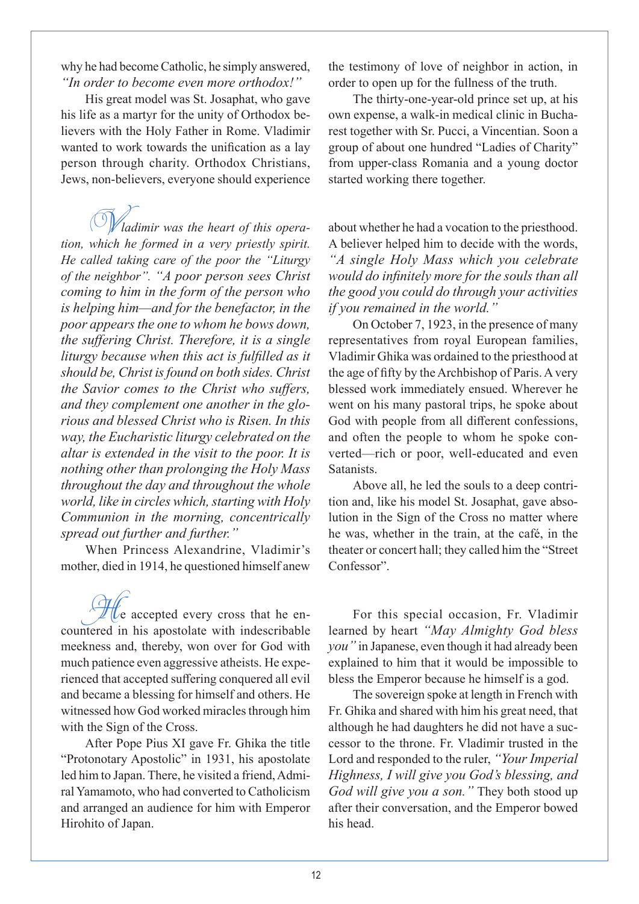why he had become Catholic, he simply answered, *"In order to become even more orthodox!"*

His great model was St. Josaphat, who gave his life as a martyr for the unity of Orthodox believers with the Holy Father in Rome. Vladimir wanted to work towards the unification as a lay person through charity. Orthodox Christians, Jews, non-believers, everyone should experience the testimony of love of neighbor in action, in order to open up for the fullness of the truth.

The thirty-one-year-old prince set up, at his own expense, a walk-in medical clinic in Bucharest together with Sr. Pucci, a Vincentian. Soon a group of about one hundred "Ladies of Charity" from upper-class Romania and a young doctor started working there together.

*Vladimir was the heart of this operation, which he formed in a very priestly spirit. He called taking care of the poor the "Liturgy of the neighbor". "A poor person sees Christ coming to him in the form of the person who is helping him—and for the benefactor, in the poor appears the one to whom he bows down, the suffering Christ. Therefore, it is a single liturgy because when this act is fulfilled as it should be, Christ is found on both sides. Christ the Savior comes to the Christ who suffers, and they complement one another in the glorious and blessed Christ who is Risen. In this way, the Eucharistic liturgy celebrated on the altar is extended in the visit to the poor. It is nothing other than prolonging the Holy Mass throughout the day and throughout the whole world, like in circles which, starting with Holy Communion in the morning, concentrically spread out further and further."*

When Princess Alexandrine, Vladimir's mother, died in 1914, he questioned himself anew about whether he had a vocation to the priesthood. A believer helped him to decide with the words, *"A single Holy Mass which you celebrate would do infinitely more for the souls than all the good you could do through your activities if you remained in the world."*

On October 7, 1923, in the presence of many representatives from royal European families, Vladimir Ghika was ordained to the priesthood at the age of fifty by the Archbishop of Paris. A very blessed work immediately ensued. Wherever he went on his many pastoral trips, he spoke about God with people from all different confessions, and often the people to whom he spoke converted—rich or poor, well-educated and even Satanists.

Above all, he led the souls to a deep contrition and, like his model St. Josaphat, gave absolution in the Sign of the Cross no matter where he was, whether in the train, at the café, in the theater or concert hall; they called him the "Street Confessor".

He accepted every cross that he encountered in his apostolate with indescribable meekness and, thereby, won over for God with much patience even aggressive atheists. He experienced that accepted suffering conquered all evil and became a blessing for himself and others. He witnessed how God worked miracles through him with the Sign of the Cross.

After Pope Pius XI gave Fr. Ghika the title "Protonotary Apostolic" in 1931, his apostolate led him to Japan. There, he visited a friend, Admiral Yamamoto, who had converted to Catholicism and arranged an audience for him with Emperor Hirohito of Japan.

For this special occasion, Fr. Vladimir learned by heart *"May Almighty God bless you"* in Japanese, even though it had already been explained to him that it would be impossible to bless the Emperor because he himself is a god.

The sovereign spoke at length in French with Fr. Ghika and shared with him his great need, that although he had daughters he did not have a successor to the throne. Fr. Vladimir trusted in the Lord and responded to the ruler, *"Your Imperial Highness, I will give you God's blessing, and God will give you a son."* They both stood up after their conversation, and the Emperor bowed his head.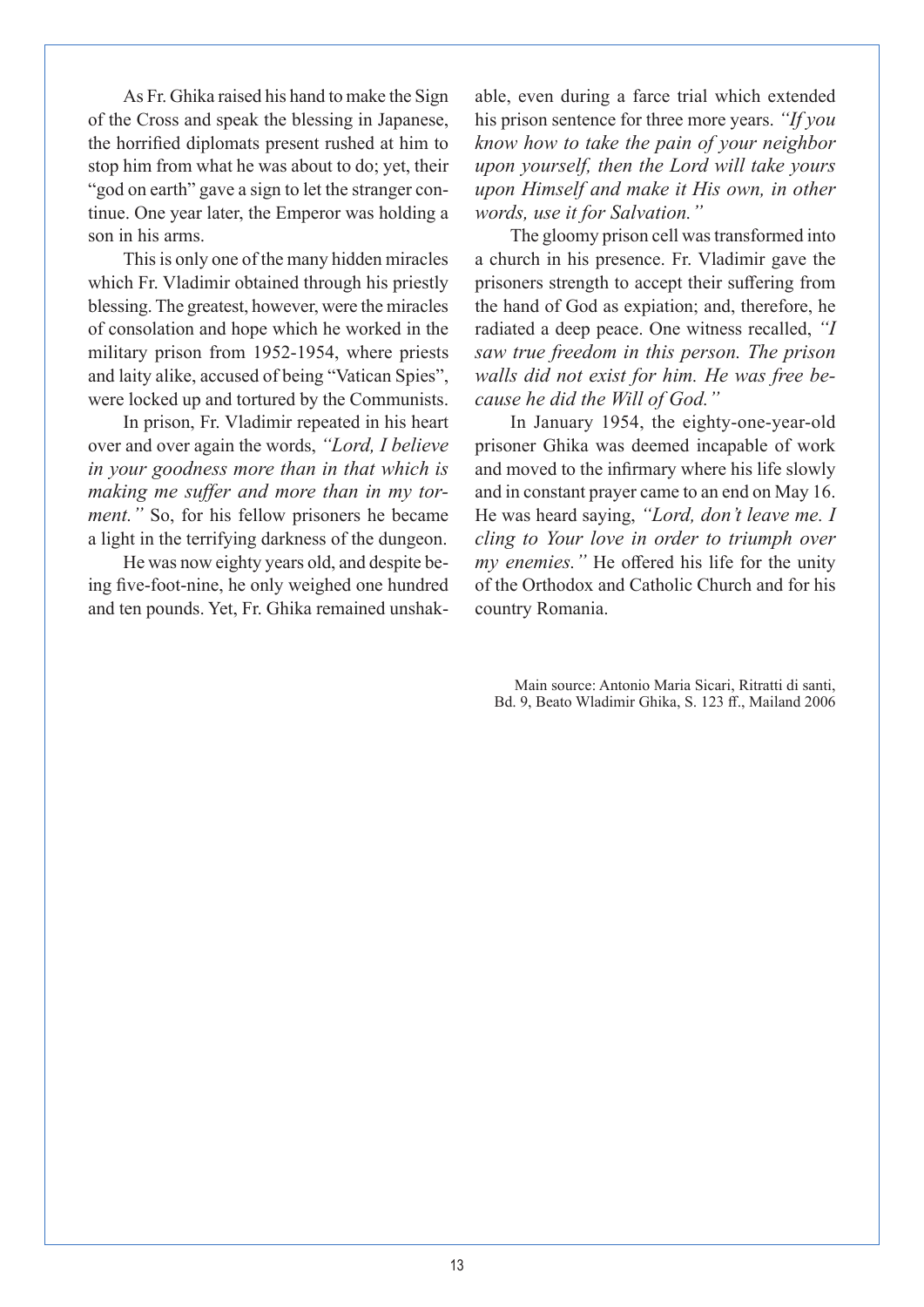As Fr. Ghika raised his hand to make the Sign of the Cross and speak the blessing in Japanese, the horrified diplomats present rushed at him to stop him from what he was about to do; yet, their "god on earth" gave a sign to let the stranger continue. One year later, the Emperor was holding a son in his arms.

This is only one of the many hidden miracles which Fr. Vladimir obtained through his priestly blessing. The greatest, however, were the miracles of consolation and hope which he worked in the military prison from 1952-1954, where priests and laity alike, accused of being "Vatican Spies", were locked up and tortured by the Communists.

In prison, Fr. Vladimir repeated in his heart over and over again the words, *"Lord, I believe in your goodness more than in that which is making me suffer and more than in my torment."* So, for his fellow prisoners he became a light in the terrifying darkness of the dungeon.

He was now eighty years old, and despite being five-foot-nine, he only weighed one hundred and ten pounds. Yet, Fr. Ghika remained unshakable, even during a farce trial which extended his prison sentence for three more years. *"If you know how to take the pain of your neighbor upon yourself, then the Lord will take yours upon Himself and make it His own, in other words, use it for Salvation."*

The gloomy prison cell was transformed into a church in his presence. Fr. Vladimir gave the prisoners strength to accept their suffering from the hand of God as expiation; and, therefore, he radiated a deep peace. One witness recalled, *"I saw true freedom in this person. The prison walls did not exist for him. He was free because he did the Will of God."*

In January 1954, the eighty-one-year-old prisoner Ghika was deemed incapable of work and moved to the infirmary where his life slowly and in constant prayer came to an end on May 16. He was heard saying, *"Lord, don't leave me. I cling to Your love in order to triumph over my enemies."* He offered his life for the unity of the Orthodox and Catholic Church and for his country Romania.

Main source: Antonio Maria Sicari, Ritratti di santi, Bd. 9, Beato Wladimir Ghika, S. 123 ff., Mailand 2006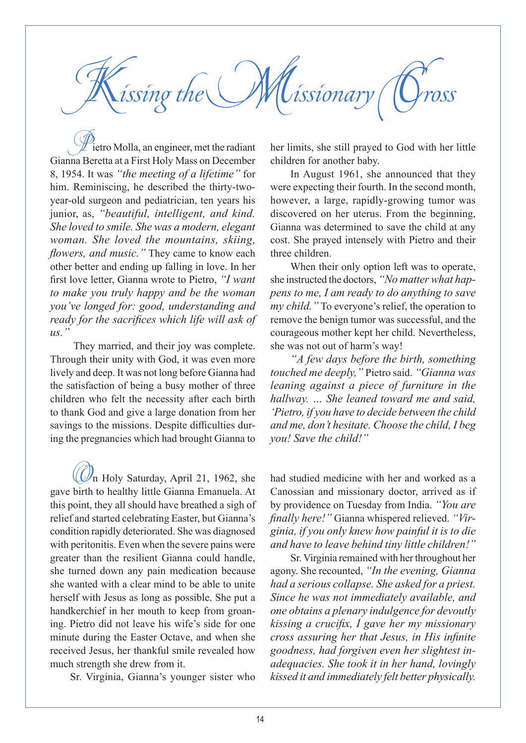# Kissing the Missionary Cross

Pietro Molla, an engineer, met the radiant Gianna Beretta at a First Holy Mass on December 8, 1954. It was *"the meeting of a lifetime"* for him. Reminiscing, he described the thirty-two-year-old surgeon and pediatrician, ten years his junior, as, *"beautiful, intelligent, and kind. She loved to smile. She was a modern, elegant woman. She loved the mountains, skiing, flowers, and music."* They came to know each other better and ending up falling in love. In her first love letter, Gianna wrote to Pietro, *"I want to make you truly happy and be the woman you've longed for: good, understanding and ready for the sacrifices which life will ask of us."*

They married, and their joy was complete. Through their unity with God, it was even more lively and deep. It was not long before Gianna had the satisfaction of being a busy mother of three children who felt the necessity after each birth to thank God and give a large donation from her savings to the missions. Despite difficulties during the pregnancies which had brought Gianna to her limits, she still prayed to God with her little children for another baby.

In August 1961, she announced that they were expecting their fourth. In the second month, however, a large, rapidly-growing tumor was discovered on her uterus. From the beginning, Gianna was determined to save the child at any cost. She prayed intensely with Pietro and their three children.

When their only option left was to operate, she instructed the doctors, *"No matter what happens to me, I am ready to do anything to save my child."* To everyone's relief, the operation to remove the benign tumor was successful, and the courageous mother kept her child. Nevertheless, she was not out of harm's way!

*"A few days before the birth, something touched me deeply,"* Pietro said. *"Gianna was leaning against a piece of furniture in the hallway. ... She leaned toward me and said, 'Pietro, if you have to decide between the child and me, don't hesitate. Choose the child, I beg you! Save the child!"*

On Holy Saturday, April 21, 1962, she gave birth to healthy little Gianna Emanuela. At this point, they all should have breathed a sigh of relief and started celebrating Easter, but Gianna's condition rapidly deteriorated. She was diagnosed with peritonitis. Even when the severe pains were greater than the resilient Gianna could handle, she turned down any pain medication because she wanted with a clear mind to be able to unite herself with Jesus as long as possible. She put a handkerchief in her mouth to keep from groaning. Pietro did not leave his wife's side for one minute during the Easter Octave, and when she received Jesus, her thankful smile revealed how much strength she drew from it.

Sr. Virginia, Gianna's younger sister who had studied medicine with her and worked as a Canossian and missionary doctor, arrived as if by providence on Tuesday from India. *"You are finally here!"* Gianna whispered relieved. *"Virginia, if you only knew how painful it is to die and have to leave behind tiny little children!"*

Sr. Virginia remained with her throughout her agony. She recounted, *"In the evening, Gianna had a serious collapse. She asked for a priest. Since he was not immediately available, and one obtains a plenary indulgence for devoutly kissing a crucifix, I gave her my missionary cross assuring her that Jesus, in His infinite goodness, had forgiven even her slightest inadequacies. She took it in her hand, lovingly kissed it and immediately felt better physically.*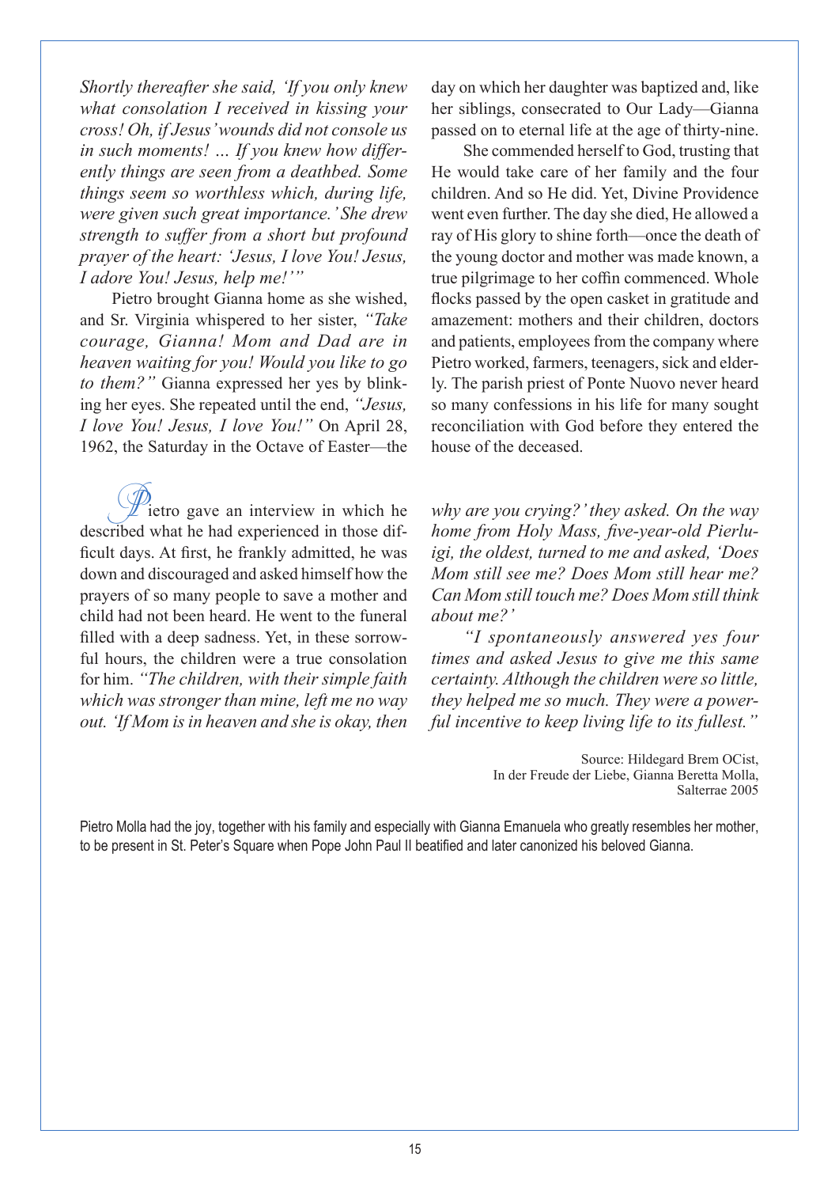*Shortly thereafter she said, 'If you only knew what consolation I received in kissing your cross! Oh, if Jesus' wounds did not console us in such moments! … If you knew how differently things are seen from a deathbed. Some things seem so worthless which, during life, were given such great importance.' She drew strength to suffer from a short but profound prayer of the heart: 'Jesus, I love You! Jesus, I adore You! Jesus, help me!'"*

Pietro brought Gianna home as she wished, and Sr. Virginia whispered to her sister, *"Take courage, Gianna! Mom and Dad are in heaven waiting for you! Would you like to go to them?"* Gianna expressed her yes by blinking her eyes. She repeated until the end, *"Jesus, I love You! Jesus, I love You!"* On April 28, 1962, the Saturday in the Octave of Easter—the day on which her daughter was baptized and, like her siblings, consecrated to Our Lady—Gianna passed on to eternal life at the age of thirty-nine.

She commended herself to God, trusting that He would take care of her family and the four children. And so He did. Yet, Divine Providence went even further. The day she died, He allowed a ray of His glory to shine forth—once the death of the young doctor and mother was made known, a true pilgrimage to her coffin commenced. Whole flocks passed by the open casket in gratitude and amazement: mothers and their children, doctors and patients, employees from the company where Pietro worked, farmers, teenagers, sick and elderly. The parish priest of Ponte Nuovo never heard so many confessions in his life for many sought reconciliation with God before they entered the house of the deceased.

Pietro gave an interview in which he described what he had experienced in those difficult days. At first, he frankly admitted, he was down and discouraged and asked himself how the prayers of so many people to save a mother and child had not been heard. He went to the funeral filled with a deep sadness. Yet, in these sorrowful hours, the children were a true consolation for him. *"The children, with their simple faith which was stronger than mine, left me no way out. 'If Mom is in heaven and she is okay, then why are you crying?' they asked. On the way home from Holy Mass, five-year-old Pierluigi, the oldest, turned to me and asked, 'Does Mom still see me? Does Mom still hear me? Can Mom still touch me? Does Mom still think about me?'*

*"I spontaneously answered yes four times and asked Jesus to give me this same certainty. Although the children were so little, they helped me so much. They were a powerful incentive to keep living life to its fullest."*

Source: Hildegard Brem OCist,
In der Freude der Liebe, Gianna Beretta Molla,
Salterrae 2005

Pietro Molla had the joy, together with his family and especially with Gianna Emanuela who greatly resembles her mother, to be present in St. Peter's Square when Pope John Paul II beatified and later canonized his beloved Gianna.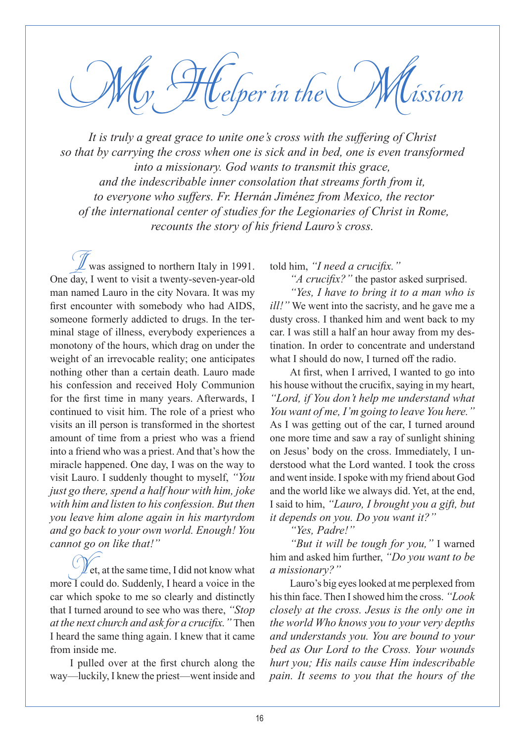# My Helper in the Mission

*It is truly a great grace to unite one's cross with the suffering of Christ so that by carrying the cross when one is sick and in bed, one is even transformed into a missionary. God wants to transmit this grace, and the indescribable inner consolation that streams forth from it, to everyone who suffers. Fr. Hernán Jiménez from Mexico, the rector of the international center of studies for the Legionaries of Christ in Rome, recounts the story of his friend Lauro's cross.*

I was assigned to northern Italy in 1991. One day, I went to visit a twenty-seven-year-old man named Lauro in the city Novara. It was my first encounter with somebody who had AIDS, someone formerly addicted to drugs. In the terminal stage of illness, everybody experiences a monotony of the hours, which drag on under the weight of an irrevocable reality; one anticipates nothing other than a certain death. Lauro made his confession and received Holy Communion for the first time in many years. Afterwards, I continued to visit him. The role of a priest who visits an ill person is transformed in the shortest amount of time from a priest who was a friend into a friend who was a priest. And that's how the miracle happened. One day, I was on the way to visit Lauro. I suddenly thought to myself, *"You just go there, spend a half hour with him, joke with him and listen to his confession. But then you leave him alone again in his martyrdom and go back to your own world. Enough! You cannot go on like that!"*

Yet, at the same time, I did not know what more I could do. Suddenly, I heard a voice in the car which spoke to me so clearly and distinctly that I turned around to see who was there, *"Stop at the next church and ask for a crucifix."* Then I heard the same thing again. I knew that it came from inside me.

I pulled over at the first church along the way—luckily, I knew the priest—went inside and told him, *"I need a crucifix."*

*"A crucifix?"* the pastor asked surprised.

*"Yes, I have to bring it to a man who is ill!"* We went into the sacristy, and he gave me a dusty cross. I thanked him and went back to my car. I was still a half an hour away from my destination. In order to concentrate and understand what I should do now, I turned off the radio.

At first, when I arrived, I wanted to go into his house without the crucifix, saying in my heart, *"Lord, if You don't help me understand what You want of me, I'm going to leave You here."* As I was getting out of the car, I turned around one more time and saw a ray of sunlight shining on Jesus' body on the cross. Immediately, I understood what the Lord wanted. I took the cross and went inside. I spoke with my friend about God and the world like we always did. Yet, at the end, I said to him, *"Lauro, I brought you a gift, but it depends on you. Do you want it?"*

*"Yes, Padre!"*

*"But it will be tough for you,"* I warned him and asked him further, *"Do you want to be a missionary?"*

Lauro's big eyes looked at me perplexed from his thin face. Then I showed him the cross. *"Look closely at the cross. Jesus is the only one in the world Who knows you to your very depths and understands you. You are bound to your bed as Our Lord to the Cross. Your wounds hurt you; His nails cause Him indescribable pain. It seems to you that the hours of the*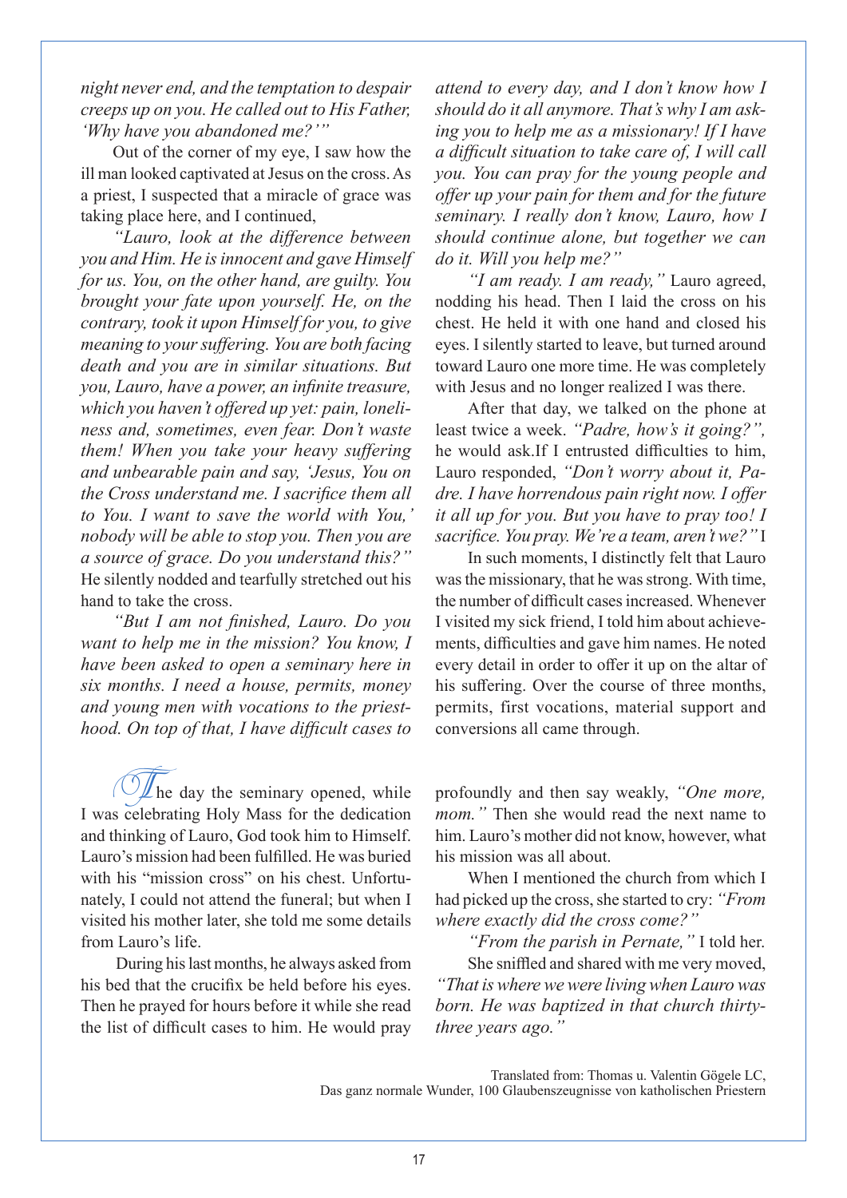*night never end, and the temptation to despair creeps up on you. He called out to His Father, 'Why have you abandoned me?'"*

Out of the corner of my eye, I saw how the ill man looked captivated at Jesus on the cross. As a priest, I suspected that a miracle of grace was taking place here, and I continued,

*"Lauro, look at the difference between you and Him. He is innocent and gave Himself for us. You, on the other hand, are guilty. You brought your fate upon yourself. He, on the contrary, took it upon Himself for you, to give meaning to your suffering. You are both facing death and you are in similar situations. But you, Lauro, have a power, an infinite treasure, which you haven't offered up yet: pain, loneliness and, sometimes, even fear. Don't waste them! When you take your heavy suffering and unbearable pain and say, 'Jesus, You on the Cross understand me. I sacrifice them all to You. I want to save the world with You,' nobody will be able to stop you. Then you are a source of grace. Do you understand this?"* He silently nodded and tearfully stretched out his hand to take the cross.

*"But I am not finished, Lauro. Do you want to help me in the mission? You know, I have been asked to open a seminary here in six months. I need a house, permits, money and young men with vocations to the priesthood. On top of that, I have difficult cases to attend to every day, and I don't know how I should do it all anymore. That's why I am asking you to help me as a missionary! If I have a difficult situation to take care of, I will call you. You can pray for the young people and offer up your pain for them and for the future seminary. I really don't know, Lauro, how I should continue alone, but together we can do it. Will you help me?"*

*"I am ready. I am ready,"* Lauro agreed, nodding his head. Then I laid the cross on his chest. He held it with one hand and closed his eyes. I silently started to leave, but turned around toward Lauro one more time. He was completely with Jesus and no longer realized I was there.

After that day, we talked on the phone at least twice a week. *"Padre, how's it going?",* he would ask.If I entrusted difficulties to him, Lauro responded, *"Don't worry about it, Padre. I have horrendous pain right now. I offer it all up for you. But you have to pray too! I sacrifice. You pray. We're a team, aren't we?"* I

In such moments, I distinctly felt that Lauro was the missionary, that he was strong. With time, the number of difficult cases increased. Whenever I visited my sick friend, I told him about achievements, difficulties and gave him names. He noted every detail in order to offer it up on the altar of his suffering. Over the course of three months, permits, first vocations, material support and conversions all came through.

The day the seminary opened, while I was celebrating Holy Mass for the dedication and thinking of Lauro, God took him to Himself. Lauro's mission had been fulfilled. He was buried with his "mission cross" on his chest. Unfortunately, I could not attend the funeral; but when I visited his mother later, she told me some details from Lauro's life.

During his last months, he always asked from his bed that the crucifix be held before his eyes. Then he prayed for hours before it while she read the list of difficult cases to him. He would pray profoundly and then say weakly, *"One more, mom."* Then she would read the next name to him. Lauro's mother did not know, however, what his mission was all about.

When I mentioned the church from which I had picked up the cross, she started to cry: *"From where exactly did the cross come?"*

*"From the parish in Pernate,"* I told her.

She sniffled and shared with me very moved, *"That is where we were living when Lauro was born. He was baptized in that church thirty-three years ago."*

Translated from: Thomas u. Valentin Gögele LC,
Das ganz normale Wunder, 100 Glaubenszeugnisse von katholischen Priestern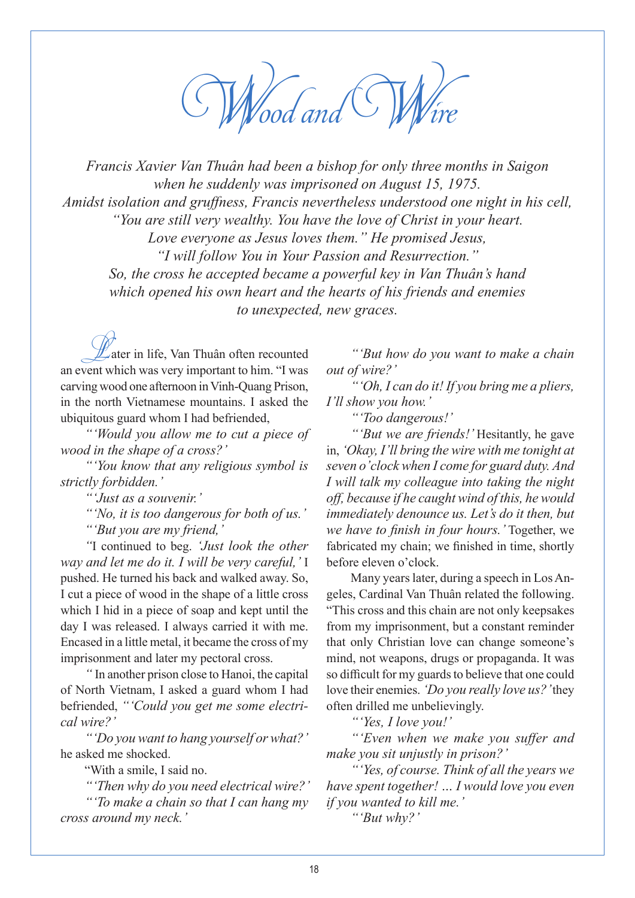# Wood and Wire

*Francis Xavier Van Thuân had been a bishop for only three months in Saigon when he suddenly was imprisoned on August 15, 1975. Amidst isolation and gruffness, Francis nevertheless understood one night in his cell, "You are still very wealthy. You have the love of Christ in your heart. Love everyone as Jesus loves them." He promised Jesus, "I will follow You in Your Passion and Resurrection." So, the cross he accepted became a powerful key in Van Thuân's hand which opened his own heart and the hearts of his friends and enemies to unexpected, new graces.*

Later in life, Van Thuân often recounted an event which was very important to him. "I was carving wood one afternoon in Vinh-Quang Prison, in the north Vietnamese mountains. I asked the ubiquitous guard whom I had befriended,

"*'Would you allow me to cut a piece of wood in the shape of a cross?'*

"*'You know that any religious symbol is strictly forbidden.'*

"*'Just as a souvenir.'*

"*'No, it is too dangerous for both of us.'*

"*'But you are my friend,'*

"I continued to beg. *'Just look the other way and let me do it. I will be very careful,'* I pushed. He turned his back and walked away. So, I cut a piece of wood in the shape of a little cross which I hid in a piece of soap and kept until the day I was released. I always carried it with me. Encased in a little metal, it became the cross of my imprisonment and later my pectoral cross.

" In another prison close to Hanoi, the capital of North Vietnam, I asked a guard whom I had befriended, *"'Could you get me some electrical wire?'*

"*'Do you want to hang yourself or what?'* he asked me shocked.

"With a smile, I said no.

"*'Then why do you need electrical wire?'*

"*'To make a chain so that I can hang my cross around my neck.'*

"*'But how do you want to make a chain out of wire?'*

"*'Oh, I can do it! If you bring me a pliers, I'll show you how.'*

"*'Too dangerous!'*

"*'But we are friends!'* Hesitantly, he gave in, *'Okay, I'll bring the wire with me tonight at seven o'clock when I come for guard duty. And I will talk my colleague into taking the night off, because if he caught wind of this, he would immediately denounce us. Let's do it then, but we have to finish in four hours.'* Together, we fabricated my chain; we finished in time, shortly before eleven o'clock.

Many years later, during a speech in Los Angeles, Cardinal Van Thuân related the following. "This cross and this chain are not only keepsakes from my imprisonment, but a constant reminder that only Christian love can change someone's mind, not weapons, drugs or propaganda. It was so difficult for my guards to believe that one could love their enemies. *'Do you really love us?'* they often drilled me unbelievingly.

"*'Yes, I love you!'*

"*'Even when we make you suffer and make you sit unjustly in prison?'*

"*'Yes, of course. Think of all the years we have spent together! ... I would love you even if you wanted to kill me.'*

"*'But why?'*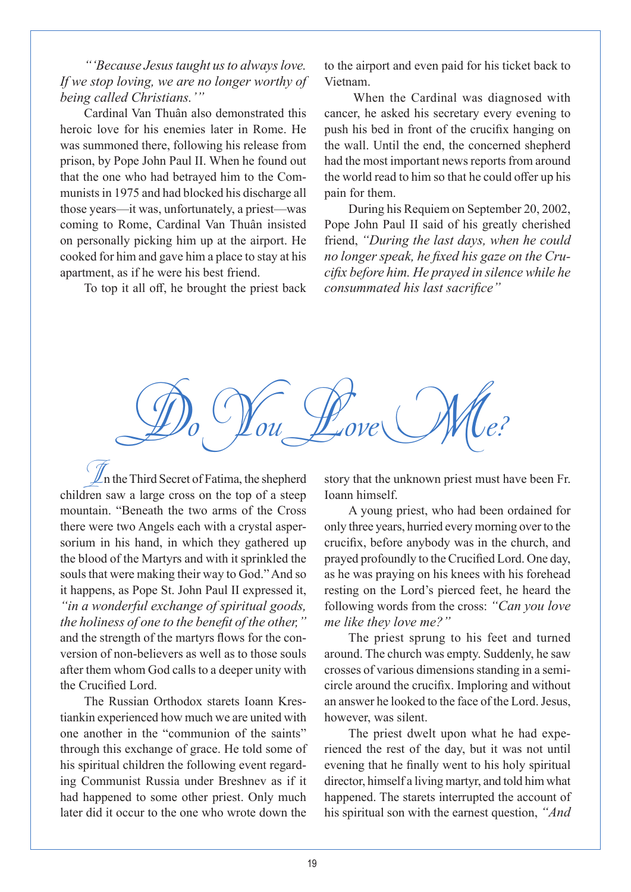*"'Because Jesus taught us to always love. If we stop loving, we are no longer worthy of being called Christians.'"*

Cardinal Van Thuân also demonstrated this heroic love for his enemies later in Rome. He was summoned there, following his release from prison, by Pope John Paul II. When he found out that the one who had betrayed him to the Communists in 1975 and had blocked his discharge all those years—it was, unfortunately, a priest—was coming to Rome, Cardinal Van Thuân insisted on personally picking him up at the airport. He cooked for him and gave him a place to stay at his apartment, as if he were his best friend.

To top it all off, he brought the priest back to the airport and even paid for his ticket back to Vietnam.

When the Cardinal was diagnosed with cancer, he asked his secretary every evening to push his bed in front of the crucifix hanging on the wall. Until the end, the concerned shepherd had the most important news reports from around the world read to him so that he could offer up his pain for them.

During his Requiem on September 20, 2002, Pope John Paul II said of his greatly cherished friend, *"During the last days, when he could no longer speak, he fixed his gaze on the Crucifix before him. He prayed in silence while he consummated his last sacrifice"*

# Do You Love Me?

In the Third Secret of Fatima, the shepherd children saw a large cross on the top of a steep mountain. "Beneath the two arms of the Cross there were two Angels each with a crystal aspersorium in his hand, in which they gathered up the blood of the Martyrs and with it sprinkled the souls that were making their way to God." And so it happens, as Pope St. John Paul II expressed it, *"in a wonderful exchange of spiritual goods, the holiness of one to the benefit of the other,"* and the strength of the martyrs flows for the conversion of non-believers as well as to those souls after them whom God calls to a deeper unity with the Crucified Lord.

The Russian Orthodox starets Ioann Krestiankin experienced how much we are united with one another in the "communion of the saints" through this exchange of grace. He told some of his spiritual children the following event regarding Communist Russia under Breshnev as if it had happened to some other priest. Only much later did it occur to the one who wrote down the story that the unknown priest must have been Fr. Ioann himself.

A young priest, who had been ordained for only three years, hurried every morning over to the crucifix, before anybody was in the church, and prayed profoundly to the Crucified Lord. One day, as he was praying on his knees with his forehead resting on the Lord's pierced feet, he heard the following words from the cross: *"Can you love me like they love me?"*

The priest sprung to his feet and turned around. The church was empty. Suddenly, he saw crosses of various dimensions standing in a semicircle around the crucifix. Imploring and without an answer he looked to the face of the Lord. Jesus, however, was silent.

The priest dwelt upon what he had experienced the rest of the day, but it was not until evening that he finally went to his holy spiritual director, himself a living martyr, and told him what happened. The starets interrupted the account of his spiritual son with the earnest question, *"And*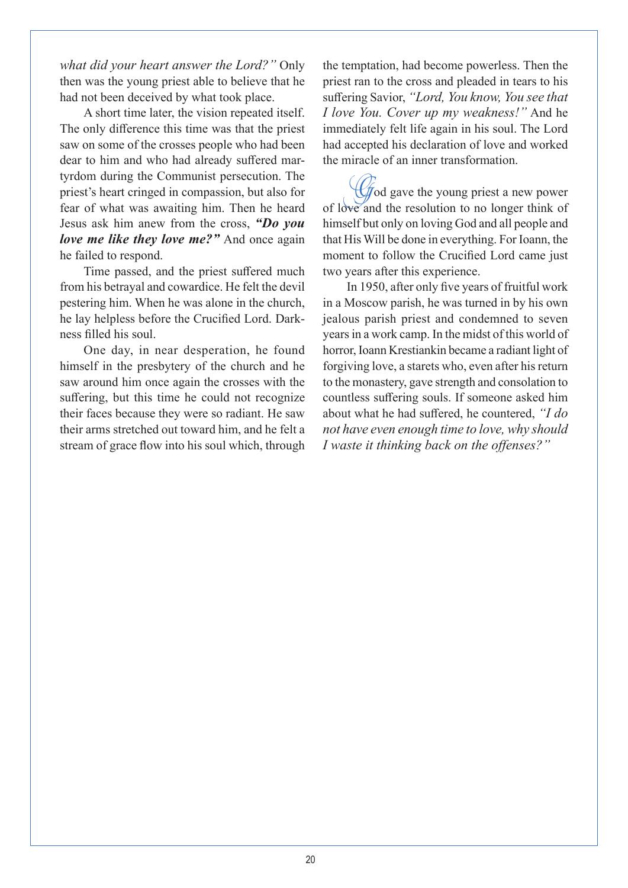*what did your heart answer the Lord?"* Only then was the young priest able to believe that he had not been deceived by what took place.

A short time later, the vision repeated itself. The only difference this time was that the priest saw on some of the crosses people who had been dear to him and who had already suffered martyrdom during the Communist persecution. The priest's heart cringed in compassion, but also for fear of what was awaiting him. Then he heard Jesus ask him anew from the cross, ***"Do you love me like they love me?"*** And once again he failed to respond.

Time passed, and the priest suffered much from his betrayal and cowardice. He felt the devil pestering him. When he was alone in the church, he lay helpless before the Crucified Lord. Darkness filled his soul.

One day, in near desperation, he found himself in the presbytery of the church and he saw around him once again the crosses with the suffering, but this time he could not recognize their faces because they were so radiant. He saw their arms stretched out toward him, and he felt a stream of grace flow into his soul which, through the temptation, had become powerless. Then the priest ran to the cross and pleaded in tears to his suffering Savior, *"Lord, You know, You see that I love You. Cover up my weakness!"* And he immediately felt life again in his soul. The Lord had accepted his declaration of love and worked the miracle of an inner transformation.

God gave the young priest a new power of love and the resolution to no longer think of himself but only on loving God and all people and that His Will be done in everything. For Ioann, the moment to follow the Crucified Lord came just two years after this experience.

In 1950, after only five years of fruitful work in a Moscow parish, he was turned in by his own jealous parish priest and condemned to seven years in a work camp. In the midst of this world of horror, Ioann Krestiankin became a radiant light of forgiving love, a starets who, even after his return to the monastery, gave strength and consolation to countless suffering souls. If someone asked him about what he had suffered, he countered, *"I do not have even enough time to love, why should I waste it thinking back on the offenses?"*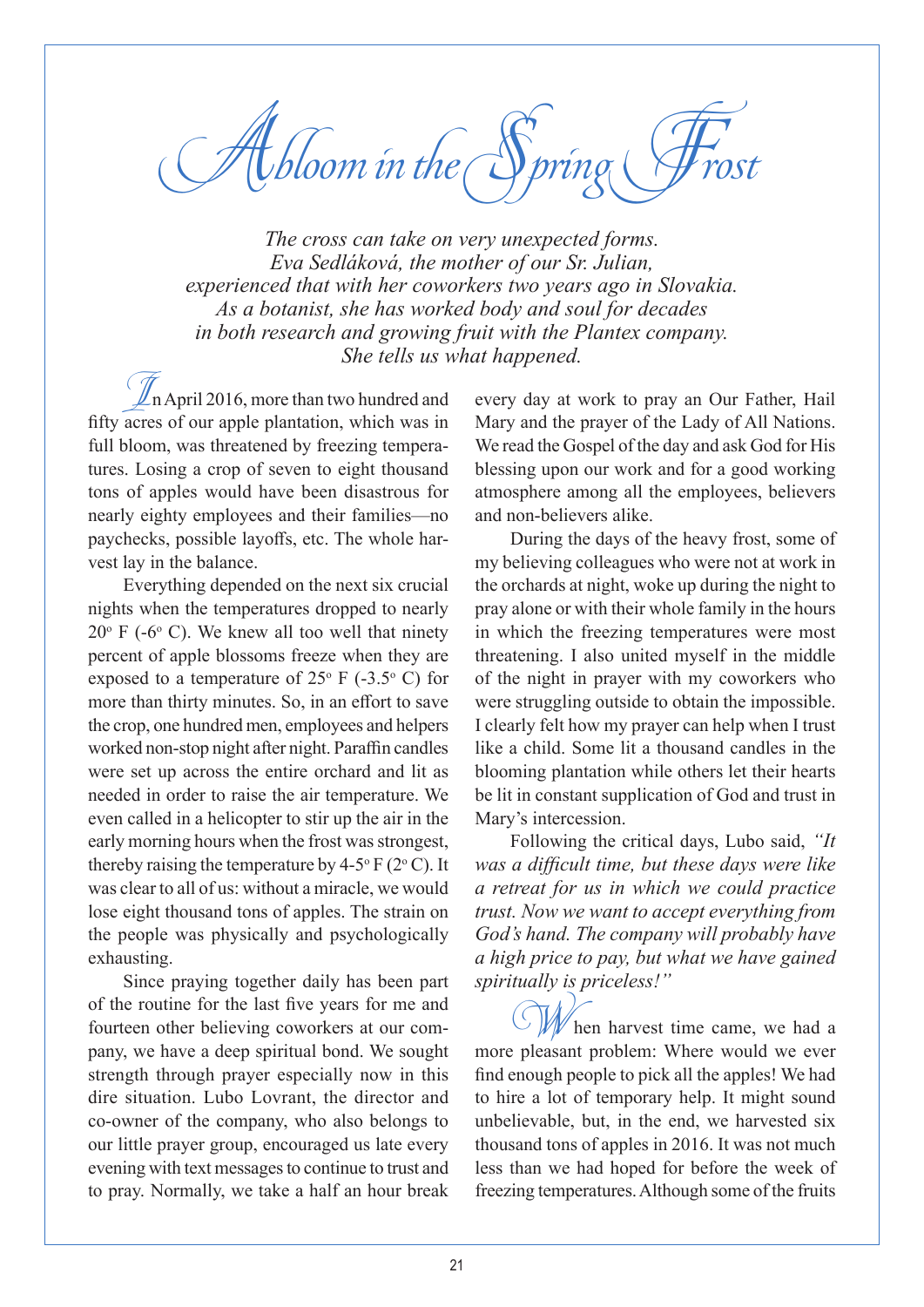# Abloom in the Spring Frost

*The cross can take on very unexpected forms. Eva Sedláková, the mother of our Sr. Julian, experienced that with her coworkers two years ago in Slovakia. As a botanist, she has worked body and soul for decades in both research and growing fruit with the Plantex company. She tells us what happened.*

In April 2016, more than two hundred and fifty acres of our apple plantation, which was in full bloom, was threatened by freezing temperatures. Losing a crop of seven to eight thousand tons of apples would have been disastrous for nearly eighty employees and their families—no paychecks, possible layoffs, etc. The whole harvest lay in the balance.

Everything depended on the next six crucial nights when the temperatures dropped to nearly 20° F (-6° C). We knew all too well that ninety percent of apple blossoms freeze when they are exposed to a temperature of 25° F (-3.5° C) for more than thirty minutes. So, in an effort to save the crop, one hundred men, employees and helpers worked non-stop night after night. Paraffin candles were set up across the entire orchard and lit as needed in order to raise the air temperature. We even called in a helicopter to stir up the air in the early morning hours when the frost was strongest, thereby raising the temperature by 4-5° F (2° C). It was clear to all of us: without a miracle, we would lose eight thousand tons of apples. The strain on the people was physically and psychologically exhausting.

Since praying together daily has been part of the routine for the last five years for me and fourteen other believing coworkers at our company, we have a deep spiritual bond. We sought strength through prayer especially now in this dire situation. Lubo Lovrant, the director and co-owner of the company, who also belongs to our little prayer group, encouraged us late every evening with text messages to continue to trust and to pray. Normally, we take a half an hour break every day at work to pray an Our Father, Hail Mary and the prayer of the Lady of All Nations. We read the Gospel of the day and ask God for His blessing upon our work and for a good working atmosphere among all the employees, believers and non-believers alike.

During the days of the heavy frost, some of my believing colleagues who were not at work in the orchards at night, woke up during the night to pray alone or with their whole family in the hours in which the freezing temperatures were most threatening. I also united myself in the middle of the night in prayer with my coworkers who were struggling outside to obtain the impossible. I clearly felt how my prayer can help when I trust like a child. Some lit a thousand candles in the blooming plantation while others let their hearts be lit in constant supplication of God and trust in Mary's intercession.

Following the critical days, Lubo said, *"It was a difficult time, but these days were like a retreat for us in which we could practice trust. Now we want to accept everything from God's hand. The company will probably have a high price to pay, but what we have gained spiritually is priceless!"*

When harvest time came, we had a more pleasant problem: Where would we ever find enough people to pick all the apples! We had to hire a lot of temporary help. It might sound unbelievable, but, in the end, we harvested six thousand tons of apples in 2016. It was not much less than we had hoped for before the week of freezing temperatures. Although some of the fruits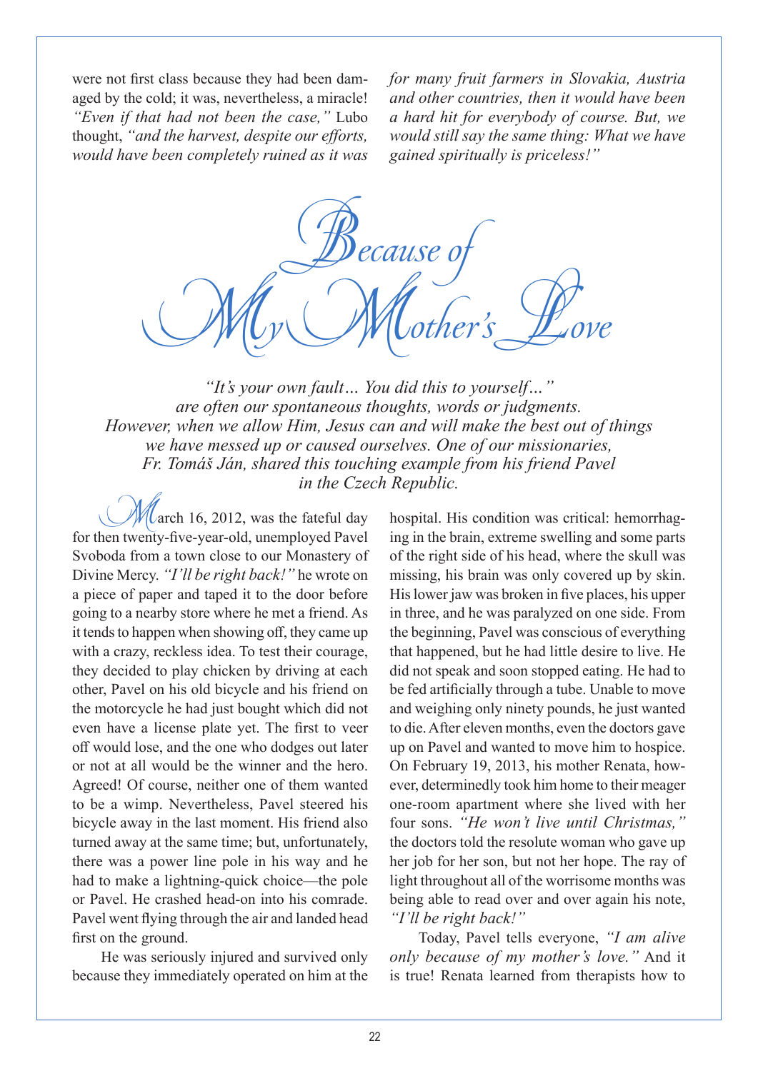were not first class because they had been damaged by the cold; it was, nevertheless, a miracle! *"Even if that had not been the case,"* Lubo thought, *"and the harvest, despite our efforts, would have been completely ruined as it was for many fruit farmers in Slovakia, Austria and other countries, then it would have been a hard hit for everybody of course. But, we would still say the same thing: What we have gained spiritually is priceless!"*

# Because of My Mother's Love

*"It's your own fault… You did this to yourself…" are often our spontaneous thoughts, words or judgments. However, when we allow Him, Jesus can and will make the best out of things we have messed up or caused ourselves. One of our missionaries, Fr. Tomáš Ján, shared this touching example from his friend Pavel in the Czech Republic.*

March 16, 2012, was the fateful day for then twenty-five-year-old, unemployed Pavel Svoboda from a town close to our Monastery of Divine Mercy. *"I'll be right back!"* he wrote on a piece of paper and taped it to the door before going to a nearby store where he met a friend. As it tends to happen when showing off, they came up with a crazy, reckless idea. To test their courage, they decided to play chicken by driving at each other, Pavel on his old bicycle and his friend on the motorcycle he had just bought which did not even have a license plate yet. The first to veer off would lose, and the one who dodges out later or not at all would be the winner and the hero. Agreed! Of course, neither one of them wanted to be a wimp. Nevertheless, Pavel steered his bicycle away in the last moment. His friend also turned away at the same time; but, unfortunately, there was a power line pole in his way and he had to make a lightning-quick choice—the pole or Pavel. He crashed head-on into his comrade. Pavel went flying through the air and landed head first on the ground.

He was seriously injured and survived only because they immediately operated on him at the hospital. His condition was critical: hemorrhaging in the brain, extreme swelling and some parts of the right side of his head, where the skull was missing, his brain was only covered up by skin. His lower jaw was broken in five places, his upper in three, and he was paralyzed on one side. From the beginning, Pavel was conscious of everything that happened, but he had little desire to live. He did not speak and soon stopped eating. He had to be fed artificially through a tube. Unable to move and weighing only ninety pounds, he just wanted to die. After eleven months, even the doctors gave up on Pavel and wanted to move him to hospice. On February 19, 2013, his mother Renata, however, determinedly took him home to their meager one-room apartment where she lived with her four sons. *"He won't live until Christmas,"* the doctors told the resolute woman who gave up her job for her son, but not her hope. The ray of light throughout all of the worrisome months was being able to read over and over again his note, *"I'll be right back!"*

Today, Pavel tells everyone, *"I am alive only because of my mother's love."* And it is true! Renata learned from therapists how to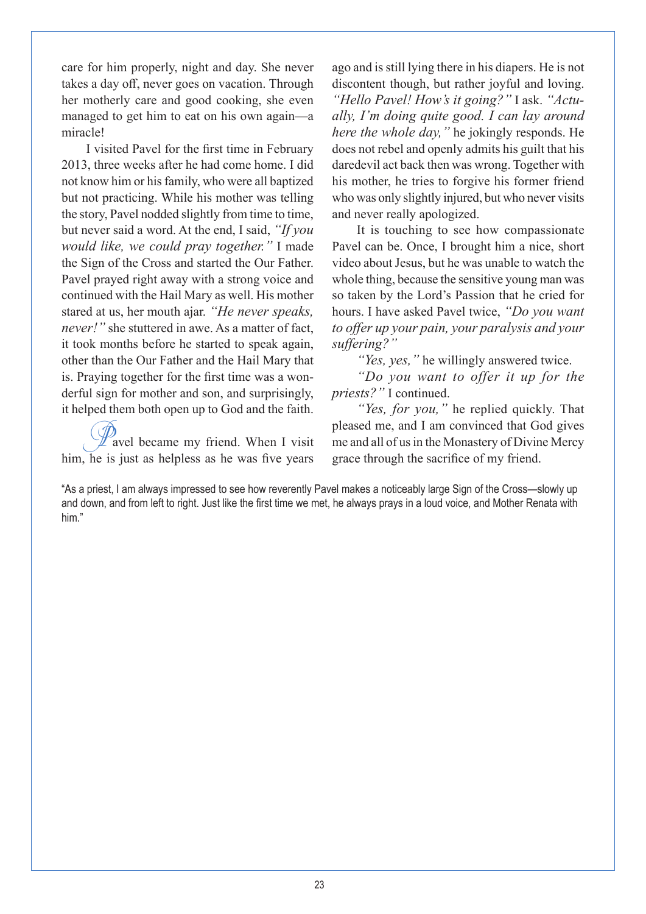care for him properly, night and day. She never takes a day off, never goes on vacation. Through her motherly care and good cooking, she even managed to get him to eat on his own again—a miracle!

I visited Pavel for the first time in February 2013, three weeks after he had come home. I did not know him or his family, who were all baptized but not practicing. While his mother was telling the story, Pavel nodded slightly from time to time, but never said a word. At the end, I said, *"If you would like, we could pray together."* I made the Sign of the Cross and started the Our Father. Pavel prayed right away with a strong voice and continued with the Hail Mary as well. His mother stared at us, her mouth ajar. *"He never speaks, never!"* she stuttered in awe. As a matter of fact, it took months before he started to speak again, other than the Our Father and the Hail Mary that is. Praying together for the first time was a wonderful sign for mother and son, and surprisingly, it helped them both open up to God and the faith.

Pavel became my friend. When I visit him, he is just as helpless as he was five years ago and is still lying there in his diapers. He is not discontent though, but rather joyful and loving. *"Hello Pavel! How's it going?"* I ask. *"Actually, I'm doing quite good. I can lay around here the whole day,"* he jokingly responds. He does not rebel and openly admits his guilt that his daredevil act back then was wrong. Together with his mother, he tries to forgive his former friend who was only slightly injured, but who never visits and never really apologized.

It is touching to see how compassionate Pavel can be. Once, I brought him a nice, short video about Jesus, but he was unable to watch the whole thing, because the sensitive young man was so taken by the Lord's Passion that he cried for hours. I have asked Pavel twice, *"Do you want to offer up your pain, your paralysis and your suffering?"*

*"Yes, yes,"* he willingly answered twice.

*"Do you want to offer it up for the priests?"* I continued.

*"Yes, for you,"* he replied quickly. That pleased me, and I am convinced that God gives me and all of us in the Monastery of Divine Mercy grace through the sacrifice of my friend.

"As a priest, I am always impressed to see how reverently Pavel makes a noticeably large Sign of the Cross—slowly up and down, and from left to right. Just like the first time we met, he always prays in a loud voice, and Mother Renata with him."